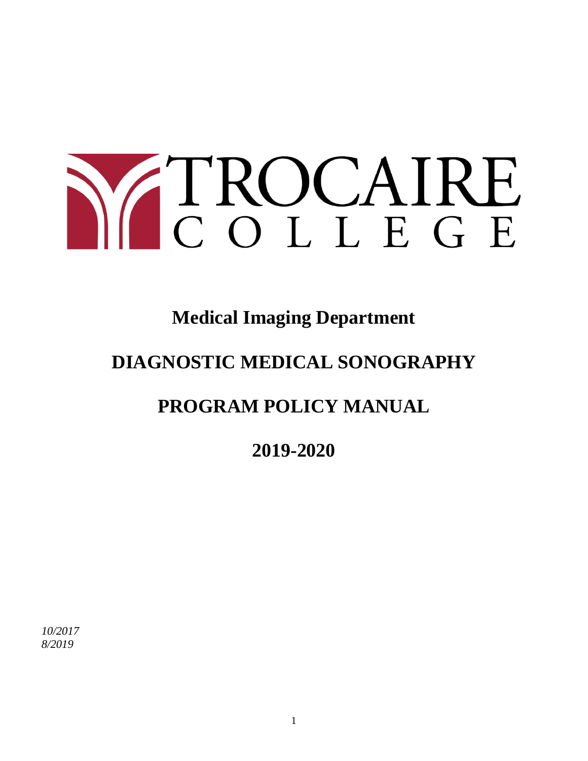TROCAIRE COLLEGE

# Medical Imaging Department

# DIAGNOSTIC MEDICAL SONOGRAPHY

# PROGRAM POLICY MANUAL

# 2019-2020

*10/2017*
*8/2019*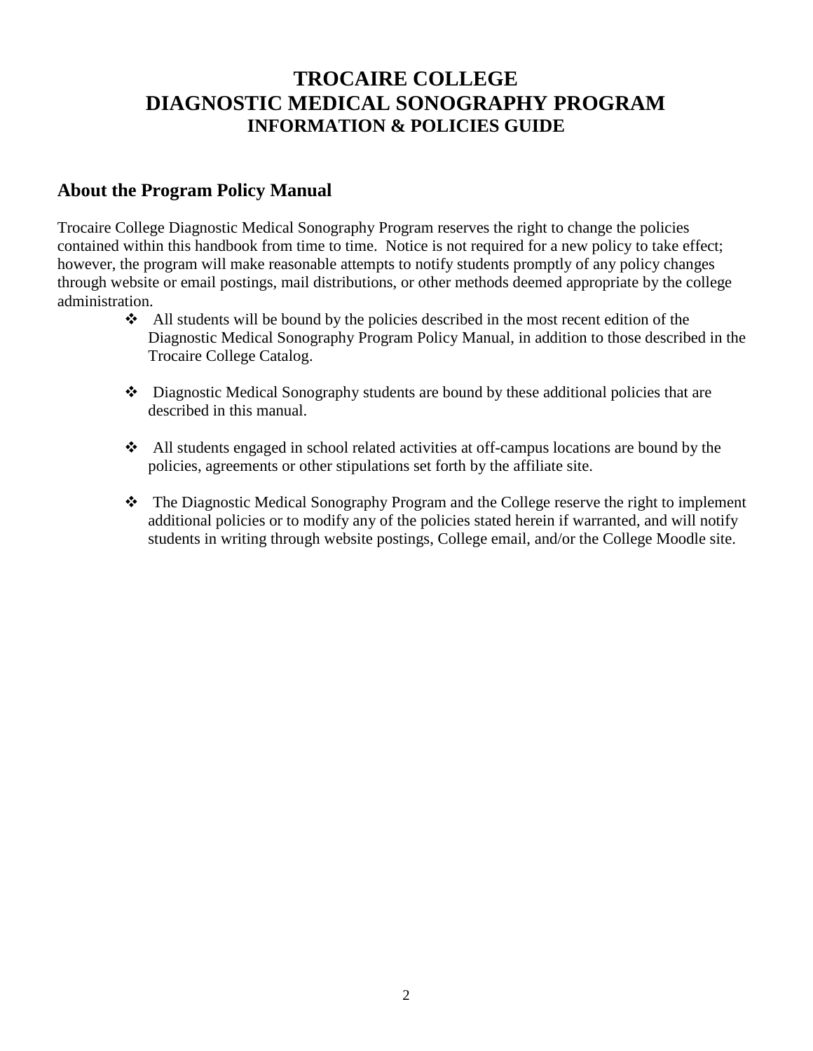# TROCAIRE COLLEGE
# DIAGNOSTIC MEDICAL SONOGRAPHY PROGRAM
### INFORMATION & POLICIES GUIDE

## About the Program Policy Manual

Trocaire College Diagnostic Medical Sonography Program reserves the right to change the policies contained within this handbook from time to time. Notice is not required for a new policy to take effect; however, the program will make reasonable attempts to notify students promptly of any policy changes through website or email postings, mail distributions, or other methods deemed appropriate by the college administration.

- All students will be bound by the policies described in the most recent edition of the Diagnostic Medical Sonography Program Policy Manual, in addition to those described in the Trocaire College Catalog.
- Diagnostic Medical Sonography students are bound by these additional policies that are described in this manual.
- All students engaged in school related activities at off-campus locations are bound by the policies, agreements or other stipulations set forth by the affiliate site.
- The Diagnostic Medical Sonography Program and the College reserve the right to implement additional policies or to modify any of the policies stated herein if warranted, and will notify students in writing through website postings, College email, and/or the College Moodle site.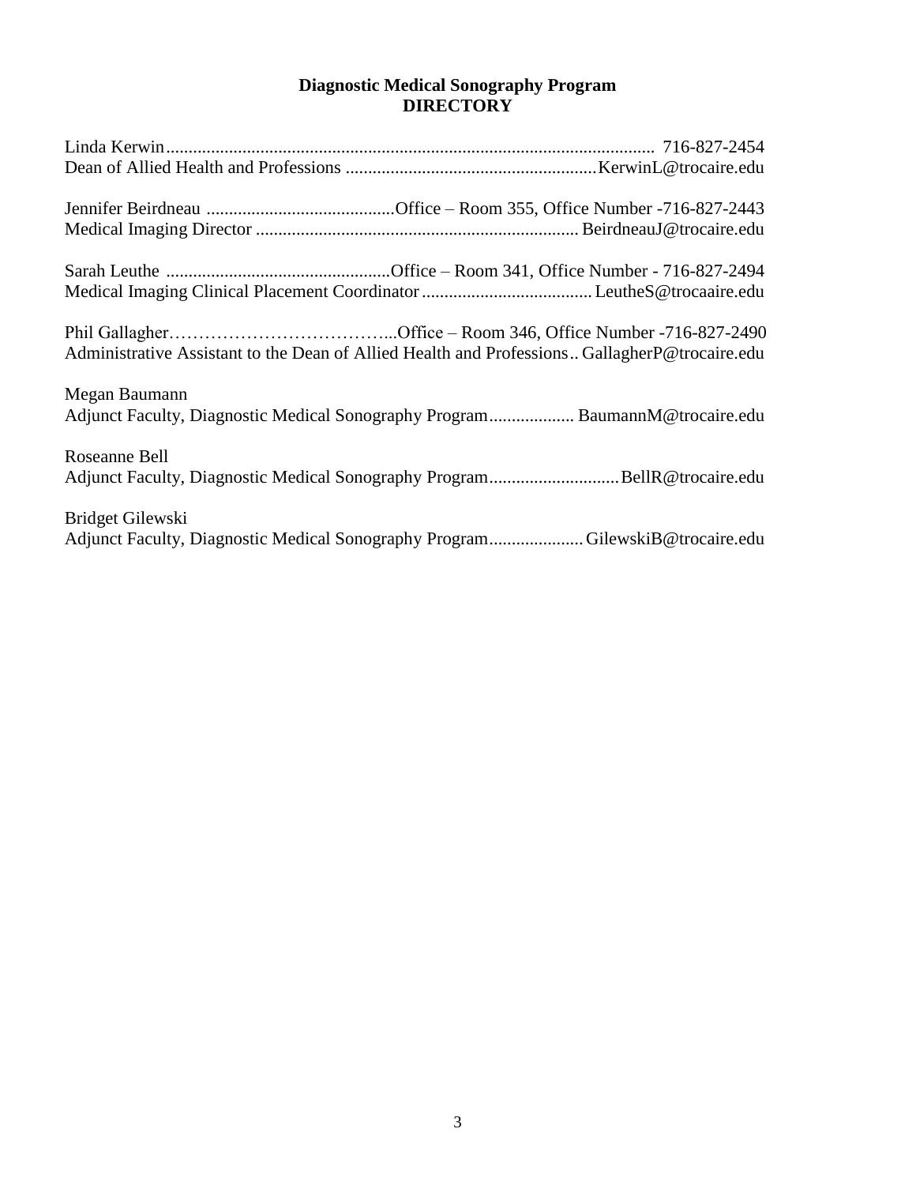## Diagnostic Medical Sonography Program
## DIRECTORY

Linda Kerwin........................................................................................................... 716-827-2454
Dean of Allied Health and Professions .......................................................KerwinL@trocaire.edu

Jennifer Beirdneau ..........................................Office – Room 355, Office Number -716-827-2443
Medical Imaging Director ....................................................................... BeirdneauJ@trocaire.edu

Sarah Leuthe .................................................Office – Room 341, Office Number - 716-827-2494
Medical Imaging Clinical Placement Coordinator...................................... LeutheS@trocaaire.edu

Phil Gallagher………………………………...Office – Room 346, Office Number -716-827-2490
Administrative Assistant to the Dean of Allied Health and Professions.. GallagherP@trocaire.edu

Megan Baumann
Adjunct Faculty, Diagnostic Medical Sonography Program................... BaumannM@trocaire.edu

Roseanne Bell
Adjunct Faculty, Diagnostic Medical Sonography Program.............................BellR@trocaire.edu

Bridget Gilewski
Adjunct Faculty, Diagnostic Medical Sonography Program..................... GilewskiB@trocaire.edu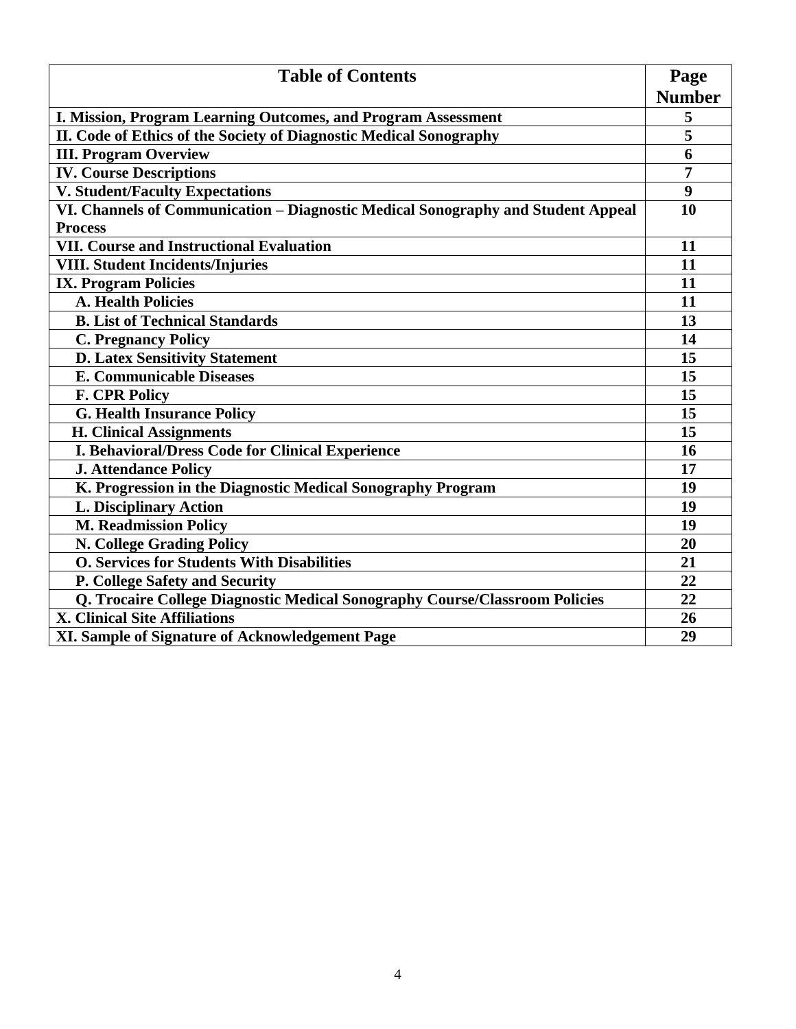| **Table of Contents** | **Page Number** |
|---|---|
| **I. Mission, Program Learning Outcomes, and Program Assessment** | **5** |
| **II. Code of Ethics of the Society of Diagnostic Medical Sonography** | **5** |
| **III. Program Overview** | **6** |
| **IV. Course Descriptions** | **7** |
| **V. Student/Faculty Expectations** | **9** |
| **VI. Channels of Communication – Diagnostic Medical Sonography and Student Appeal Process** | **10** |
| **VII. Course and Instructional Evaluation** | **11** |
| **VIII. Student Incidents/Injuries** | **11** |
| **IX. Program Policies** | **11** |
| **A. Health Policies** | **11** |
| **B. List of Technical Standards** | **13** |
| **C. Pregnancy Policy** | **14** |
| **D. Latex Sensitivity Statement** | **15** |
| **E. Communicable Diseases** | **15** |
| **F. CPR Policy** | **15** |
| **G. Health Insurance Policy** | **15** |
| **H. Clinical Assignments** | **15** |
| **I. Behavioral/Dress Code for Clinical Experience** | **16** |
| **J. Attendance Policy** | **17** |
| **K. Progression in the Diagnostic Medical Sonography Program** | **19** |
| **L. Disciplinary Action** | **19** |
| **M. Readmission Policy** | **19** |
| **N. College Grading Policy** | **20** |
| **O. Services for Students With Disabilities** | **21** |
| **P. College Safety and Security** | **22** |
| **Q. Trocaire College Diagnostic Medical Sonography Course/Classroom Policies** | **22** |
| **X. Clinical Site Affiliations** | **26** |
| **XI. Sample of Signature of Acknowledgement Page** | **29** |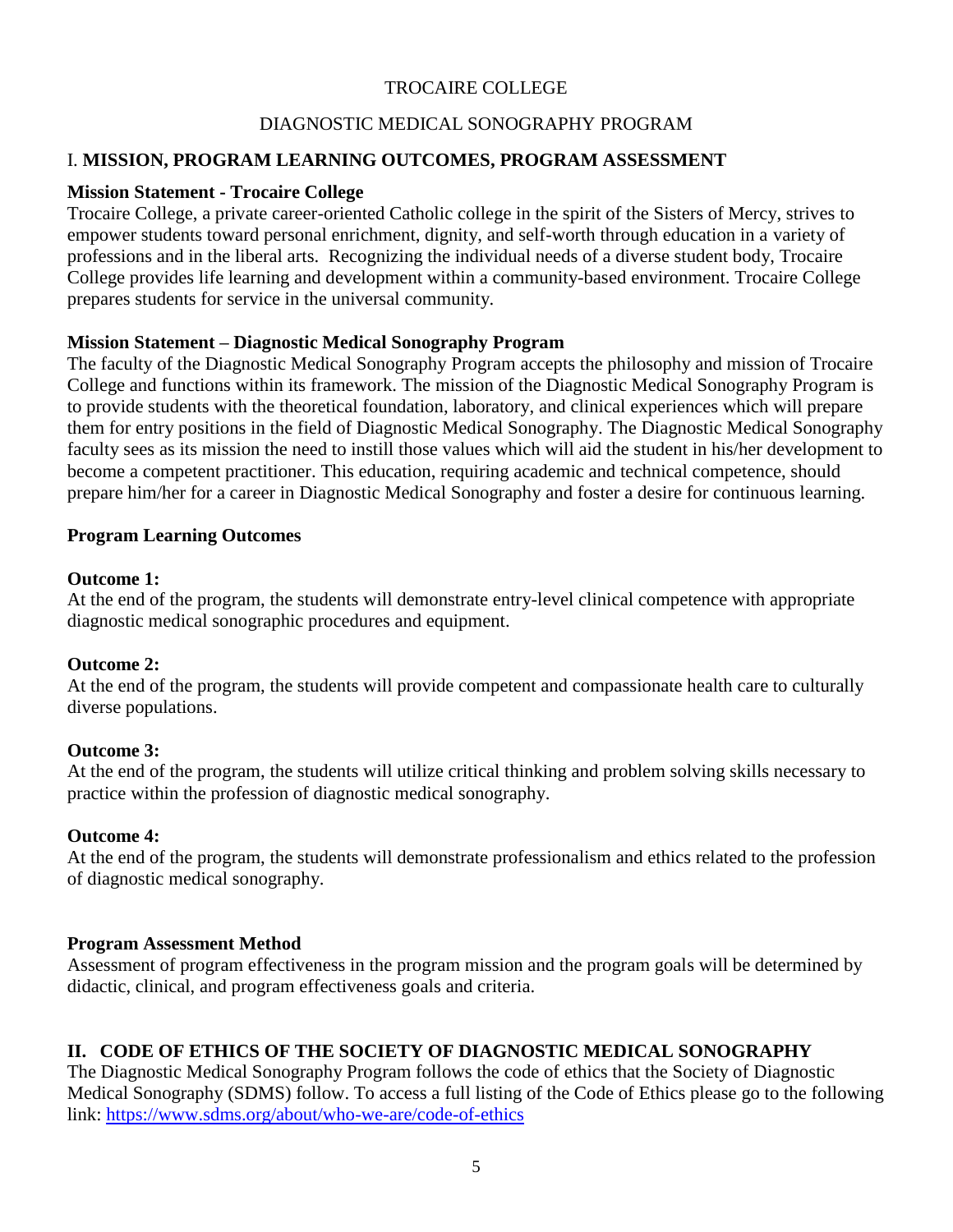TROCAIRE COLLEGE

DIAGNOSTIC MEDICAL SONOGRAPHY PROGRAM

## I. MISSION, PROGRAM LEARNING OUTCOMES, PROGRAM ASSESSMENT

### Mission Statement - Trocaire College

Trocaire College, a private career-oriented Catholic college in the spirit of the Sisters of Mercy, strives to empower students toward personal enrichment, dignity, and self-worth through education in a variety of professions and in the liberal arts. Recognizing the individual needs of a diverse student body, Trocaire College provides life learning and development within a community-based environment. Trocaire College prepares students for service in the universal community.

### Mission Statement – Diagnostic Medical Sonography Program

The faculty of the Diagnostic Medical Sonography Program accepts the philosophy and mission of Trocaire College and functions within its framework. The mission of the Diagnostic Medical Sonography Program is to provide students with the theoretical foundation, laboratory, and clinical experiences which will prepare them for entry positions in the field of Diagnostic Medical Sonography. The Diagnostic Medical Sonography faculty sees as its mission the need to instill those values which will aid the student in his/her development to become a competent practitioner. This education, requiring academic and technical competence, should prepare him/her for a career in Diagnostic Medical Sonography and foster a desire for continuous learning.

### Program Learning Outcomes

**Outcome 1:**
At the end of the program, the students will demonstrate entry-level clinical competence with appropriate diagnostic medical sonographic procedures and equipment.

**Outcome 2:**
At the end of the program, the students will provide competent and compassionate health care to culturally diverse populations.

**Outcome 3:**
At the end of the program, the students will utilize critical thinking and problem solving skills necessary to practice within the profession of diagnostic medical sonography.

**Outcome 4:**
At the end of the program, the students will demonstrate professionalism and ethics related to the profession of diagnostic medical sonography.

### Program Assessment Method

Assessment of program effectiveness in the program mission and the program goals will be determined by didactic, clinical, and program effectiveness goals and criteria.

## II. CODE OF ETHICS OF THE SOCIETY OF DIAGNOSTIC MEDICAL SONOGRAPHY

The Diagnostic Medical Sonography Program follows the code of ethics that the Society of Diagnostic Medical Sonography (SDMS) follow. To access a full listing of the Code of Ethics please go to the following link: https://www.sdms.org/about/who-we-are/code-of-ethics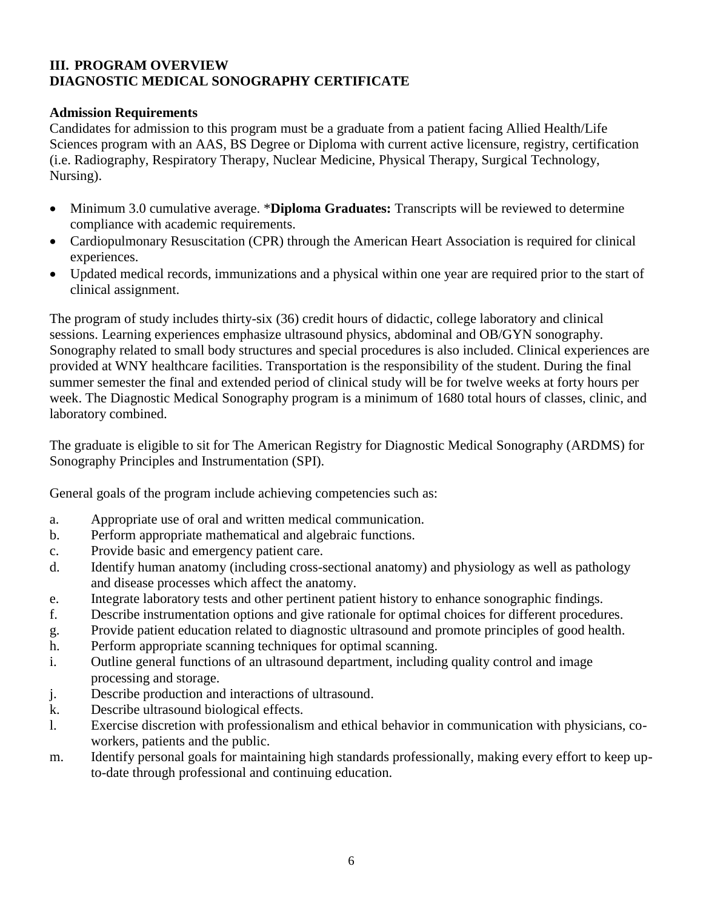## III. PROGRAM OVERVIEW
## DIAGNOSTIC MEDICAL SONOGRAPHY CERTIFICATE

### Admission Requirements

Candidates for admission to this program must be a graduate from a patient facing Allied Health/Life Sciences program with an AAS, BS Degree or Diploma with current active licensure, registry, certification (i.e. Radiography, Respiratory Therapy, Nuclear Medicine, Physical Therapy, Surgical Technology, Nursing).

- Minimum 3.0 cumulative average. ***Diploma Graduates:** Transcripts will be reviewed to determine compliance with academic requirements.
- Cardiopulmonary Resuscitation (CPR) through the American Heart Association is required for clinical experiences.
- Updated medical records, immunizations and a physical within one year are required prior to the start of clinical assignment.

The program of study includes thirty-six (36) credit hours of didactic, college laboratory and clinical sessions. Learning experiences emphasize ultrasound physics, abdominal and OB/GYN sonography. Sonography related to small body structures and special procedures is also included. Clinical experiences are provided at WNY healthcare facilities. Transportation is the responsibility of the student. During the final summer semester the final and extended period of clinical study will be for twelve weeks at forty hours per week. The Diagnostic Medical Sonography program is a minimum of 1680 total hours of classes, clinic, and laboratory combined.

The graduate is eligible to sit for The American Registry for Diagnostic Medical Sonography (ARDMS) for Sonography Principles and Instrumentation (SPI).

General goals of the program include achieving competencies such as:

a. Appropriate use of oral and written medical communication.
b. Perform appropriate mathematical and algebraic functions.
c. Provide basic and emergency patient care.
d. Identify human anatomy (including cross-sectional anatomy) and physiology as well as pathology and disease processes which affect the anatomy.
e. Integrate laboratory tests and other pertinent patient history to enhance sonographic findings.
f. Describe instrumentation options and give rationale for optimal choices for different procedures.
g. Provide patient education related to diagnostic ultrasound and promote principles of good health.
h. Perform appropriate scanning techniques for optimal scanning.
i. Outline general functions of an ultrasound department, including quality control and image processing and storage.
j. Describe production and interactions of ultrasound.
k. Describe ultrasound biological effects.
l. Exercise discretion with professionalism and ethical behavior in communication with physicians, co-workers, patients and the public.
m. Identify personal goals for maintaining high standards professionally, making every effort to keep up-to-date through professional and continuing education.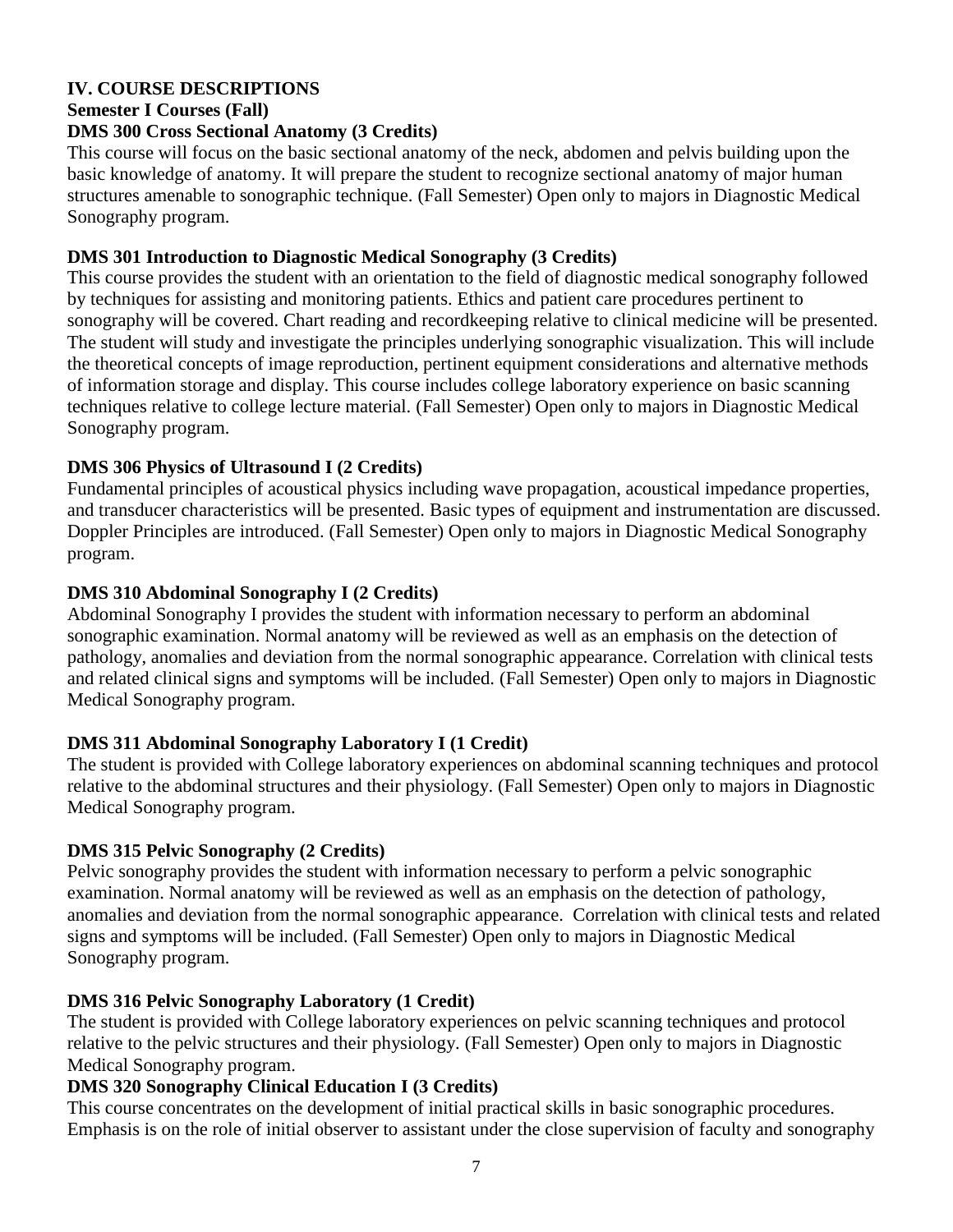## IV. COURSE DESCRIPTIONS

### Semester I Courses (Fall)

**DMS 300 Cross Sectional Anatomy (3 Credits)**

This course will focus on the basic sectional anatomy of the neck, abdomen and pelvis building upon the basic knowledge of anatomy. It will prepare the student to recognize sectional anatomy of major human structures amenable to sonographic technique. (Fall Semester) Open only to majors in Diagnostic Medical Sonography program.

**DMS 301 Introduction to Diagnostic Medical Sonography (3 Credits)**

This course provides the student with an orientation to the field of diagnostic medical sonography followed by techniques for assisting and monitoring patients. Ethics and patient care procedures pertinent to sonography will be covered. Chart reading and recordkeeping relative to clinical medicine will be presented. The student will study and investigate the principles underlying sonographic visualization. This will include the theoretical concepts of image reproduction, pertinent equipment considerations and alternative methods of information storage and display. This course includes college laboratory experience on basic scanning techniques relative to college lecture material. (Fall Semester) Open only to majors in Diagnostic Medical Sonography program.

**DMS 306 Physics of Ultrasound I (2 Credits)**

Fundamental principles of acoustical physics including wave propagation, acoustical impedance properties, and transducer characteristics will be presented. Basic types of equipment and instrumentation are discussed. Doppler Principles are introduced. (Fall Semester) Open only to majors in Diagnostic Medical Sonography program.

**DMS 310 Abdominal Sonography I (2 Credits)**

Abdominal Sonography I provides the student with information necessary to perform an abdominal sonographic examination. Normal anatomy will be reviewed as well as an emphasis on the detection of pathology, anomalies and deviation from the normal sonographic appearance. Correlation with clinical tests and related clinical signs and symptoms will be included. (Fall Semester) Open only to majors in Diagnostic Medical Sonography program.

**DMS 311 Abdominal Sonography Laboratory I (1 Credit)**

The student is provided with College laboratory experiences on abdominal scanning techniques and protocol relative to the abdominal structures and their physiology. (Fall Semester) Open only to majors in Diagnostic Medical Sonography program.

**DMS 315 Pelvic Sonography (2 Credits)**

Pelvic sonography provides the student with information necessary to perform a pelvic sonographic examination. Normal anatomy will be reviewed as well as an emphasis on the detection of pathology, anomalies and deviation from the normal sonographic appearance. Correlation with clinical tests and related signs and symptoms will be included. (Fall Semester) Open only to majors in Diagnostic Medical Sonography program.

**DMS 316 Pelvic Sonography Laboratory (1 Credit)**

The student is provided with College laboratory experiences on pelvic scanning techniques and protocol relative to the pelvic structures and their physiology. (Fall Semester) Open only to majors in Diagnostic Medical Sonography program.

**DMS 320 Sonography Clinical Education I (3 Credits)**

This course concentrates on the development of initial practical skills in basic sonographic procedures. Emphasis is on the role of initial observer to assistant under the close supervision of faculty and sonography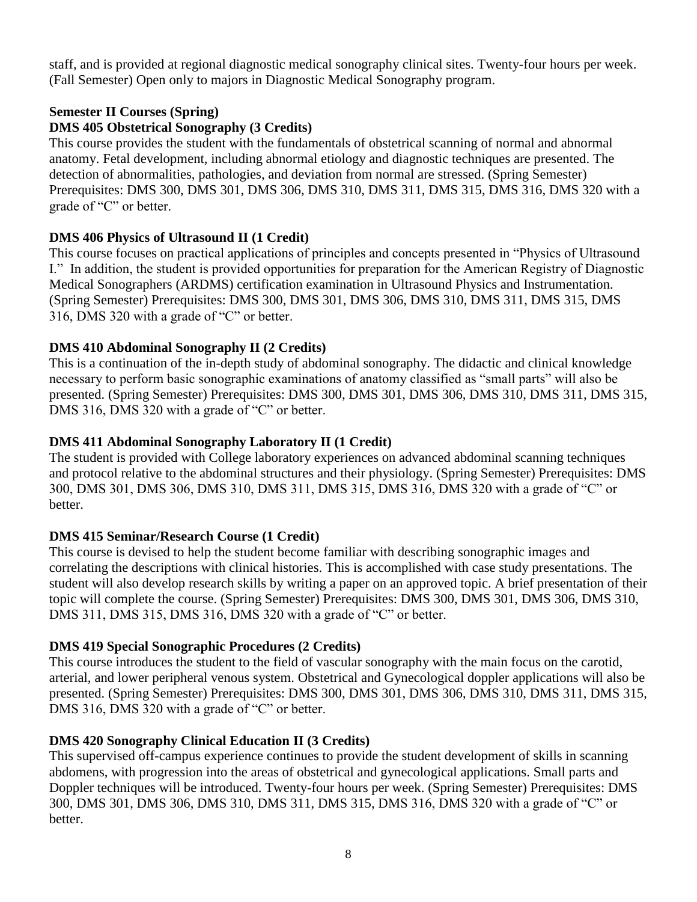staff, and is provided at regional diagnostic medical sonography clinical sites. Twenty-four hours per week. (Fall Semester) Open only to majors in Diagnostic Medical Sonography program.

**Semester II Courses (Spring)**

**DMS 405 Obstetrical Sonography (3 Credits)**

This course provides the student with the fundamentals of obstetrical scanning of normal and abnormal anatomy. Fetal development, including abnormal etiology and diagnostic techniques are presented. The detection of abnormalities, pathologies, and deviation from normal are stressed. (Spring Semester) Prerequisites: DMS 300, DMS 301, DMS 306, DMS 310, DMS 311, DMS 315, DMS 316, DMS 320 with a grade of "C" or better.

**DMS 406 Physics of Ultrasound II (1 Credit)**

This course focuses on practical applications of principles and concepts presented in "Physics of Ultrasound I." In addition, the student is provided opportunities for preparation for the American Registry of Diagnostic Medical Sonographers (ARDMS) certification examination in Ultrasound Physics and Instrumentation. (Spring Semester) Prerequisites: DMS 300, DMS 301, DMS 306, DMS 310, DMS 311, DMS 315, DMS 316, DMS 320 with a grade of "C" or better.

**DMS 410 Abdominal Sonography II (2 Credits)**

This is a continuation of the in-depth study of abdominal sonography. The didactic and clinical knowledge necessary to perform basic sonographic examinations of anatomy classified as "small parts" will also be presented. (Spring Semester) Prerequisites: DMS 300, DMS 301, DMS 306, DMS 310, DMS 311, DMS 315, DMS 316, DMS 320 with a grade of "C" or better.

**DMS 411 Abdominal Sonography Laboratory II (1 Credit)**

The student is provided with College laboratory experiences on advanced abdominal scanning techniques and protocol relative to the abdominal structures and their physiology. (Spring Semester) Prerequisites: DMS 300, DMS 301, DMS 306, DMS 310, DMS 311, DMS 315, DMS 316, DMS 320 with a grade of "C" or better.

**DMS 415 Seminar/Research Course (1 Credit)**

This course is devised to help the student become familiar with describing sonographic images and correlating the descriptions with clinical histories. This is accomplished with case study presentations. The student will also develop research skills by writing a paper on an approved topic. A brief presentation of their topic will complete the course. (Spring Semester) Prerequisites: DMS 300, DMS 301, DMS 306, DMS 310, DMS 311, DMS 315, DMS 316, DMS 320 with a grade of "C" or better.

**DMS 419 Special Sonographic Procedures (2 Credits)**

This course introduces the student to the field of vascular sonography with the main focus on the carotid, arterial, and lower peripheral venous system. Obstetrical and Gynecological doppler applications will also be presented. (Spring Semester) Prerequisites: DMS 300, DMS 301, DMS 306, DMS 310, DMS 311, DMS 315, DMS 316, DMS 320 with a grade of "C" or better.

**DMS 420 Sonography Clinical Education II (3 Credits)**

This supervised off-campus experience continues to provide the student development of skills in scanning abdomens, with progression into the areas of obstetrical and gynecological applications. Small parts and Doppler techniques will be introduced. Twenty-four hours per week. (Spring Semester) Prerequisites: DMS 300, DMS 301, DMS 306, DMS 310, DMS 311, DMS 315, DMS 316, DMS 320 with a grade of "C" or better.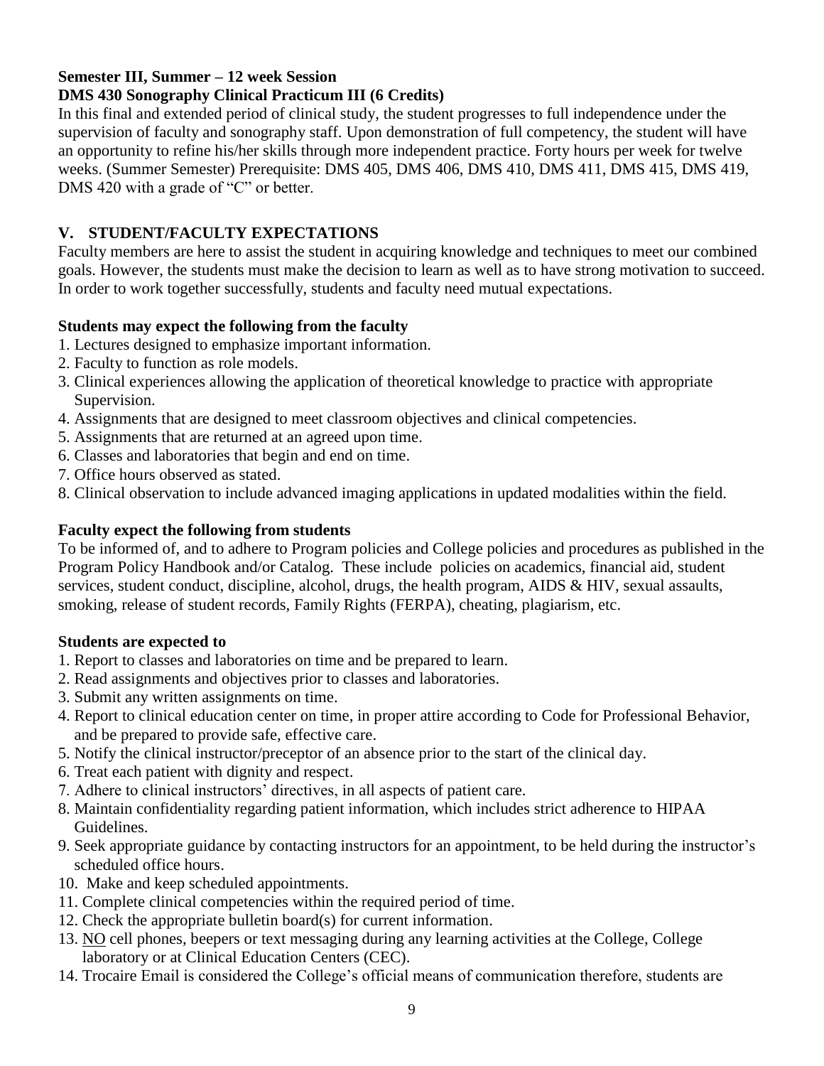**Semester III, Summer – 12 week Session**

**DMS 430 Sonography Clinical Practicum III (6 Credits)**

In this final and extended period of clinical study, the student progresses to full independence under the supervision of faculty and sonography staff. Upon demonstration of full competency, the student will have an opportunity to refine his/her skills through more independent practice. Forty hours per week for twelve weeks. (Summer Semester) Prerequisite: DMS 405, DMS 406, DMS 410, DMS 411, DMS 415, DMS 419, DMS 420 with a grade of "C" or better.

## V. STUDENT/FACULTY EXPECTATIONS

Faculty members are here to assist the student in acquiring knowledge and techniques to meet our combined goals. However, the students must make the decision to learn as well as to have strong motivation to succeed. In order to work together successfully, students and faculty need mutual expectations.

### Students may expect the following from the faculty

1. Lectures designed to emphasize important information.
2. Faculty to function as role models.
3. Clinical experiences allowing the application of theoretical knowledge to practice with appropriate Supervision.
4. Assignments that are designed to meet classroom objectives and clinical competencies.
5. Assignments that are returned at an agreed upon time.
6. Classes and laboratories that begin and end on time.
7. Office hours observed as stated.
8. Clinical observation to include advanced imaging applications in updated modalities within the field.

### Faculty expect the following from students

To be informed of, and to adhere to Program policies and College policies and procedures as published in the Program Policy Handbook and/or Catalog. These include policies on academics, financial aid, student services, student conduct, discipline, alcohol, drugs, the health program, AIDS & HIV, sexual assaults, smoking, release of student records, Family Rights (FERPA), cheating, plagiarism, etc.

### Students are expected to

1. Report to classes and laboratories on time and be prepared to learn.
2. Read assignments and objectives prior to classes and laboratories.
3. Submit any written assignments on time.
4. Report to clinical education center on time, in proper attire according to Code for Professional Behavior, and be prepared to provide safe, effective care.
5. Notify the clinical instructor/preceptor of an absence prior to the start of the clinical day.
6. Treat each patient with dignity and respect.
7. Adhere to clinical instructors' directives, in all aspects of patient care.
8. Maintain confidentiality regarding patient information, which includes strict adherence to HIPAA Guidelines.
9. Seek appropriate guidance by contacting instructors for an appointment, to be held during the instructor's scheduled office hours.
10. Make and keep scheduled appointments.
11. Complete clinical competencies within the required period of time.
12. Check the appropriate bulletin board(s) for current information.
13. <u>NO</u> cell phones, beepers or text messaging during any learning activities at the College, College laboratory or at Clinical Education Centers (CEC).
14. Trocaire Email is considered the College's official means of communication therefore, students are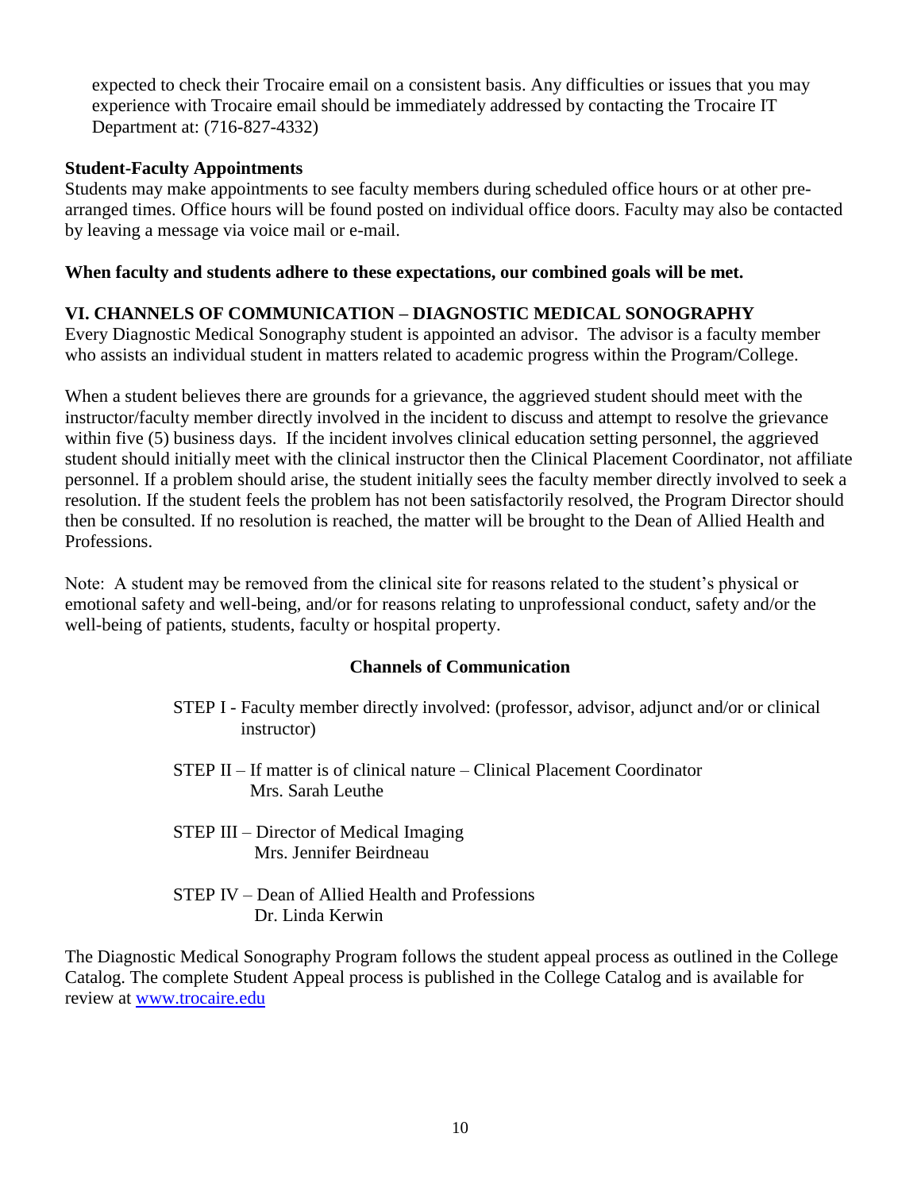expected to check their Trocaire email on a consistent basis. Any difficulties or issues that you may experience with Trocaire email should be immediately addressed by contacting the Trocaire IT Department at: (716-827-4332)

**Student-Faculty Appointments**

Students may make appointments to see faculty members during scheduled office hours or at other pre-arranged times. Office hours will be found posted on individual office doors. Faculty may also be contacted by leaving a message via voice mail or e-mail.

**When faculty and students adhere to these expectations, our combined goals will be met.**

## VI. CHANNELS OF COMMUNICATION – DIAGNOSTIC MEDICAL SONOGRAPHY

Every Diagnostic Medical Sonography student is appointed an advisor. The advisor is a faculty member who assists an individual student in matters related to academic progress within the Program/College.

When a student believes there are grounds for a grievance, the aggrieved student should meet with the instructor/faculty member directly involved in the incident to discuss and attempt to resolve the grievance within five (5) business days. If the incident involves clinical education setting personnel, the aggrieved student should initially meet with the clinical instructor then the Clinical Placement Coordinator, not affiliate personnel. If a problem should arise, the student initially sees the faculty member directly involved to seek a resolution. If the student feels the problem has not been satisfactorily resolved, the Program Director should then be consulted. If no resolution is reached, the matter will be brought to the Dean of Allied Health and Professions.

Note: A student may be removed from the clinical site for reasons related to the student's physical or emotional safety and well-being, and/or for reasons relating to unprofessional conduct, safety and/or the well-being of patients, students, faculty or hospital property.

### Channels of Communication

STEP I - Faculty member directly involved: (professor, advisor, adjunct and/or or clinical instructor)

STEP II – If matter is of clinical nature – Clinical Placement Coordinator
Mrs. Sarah Leuthe

STEP III – Director of Medical Imaging
Mrs. Jennifer Beirdneau

STEP IV – Dean of Allied Health and Professions
Dr. Linda Kerwin

The Diagnostic Medical Sonography Program follows the student appeal process as outlined in the College Catalog. The complete Student Appeal process is published in the College Catalog and is available for review at [www.trocaire.edu](http://www.trocaire.edu)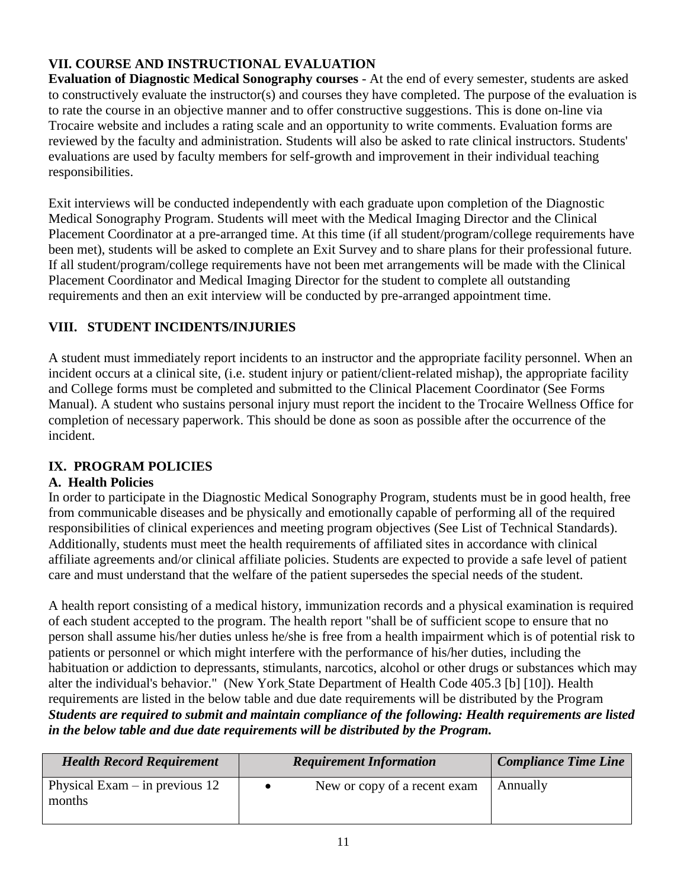## VII. COURSE AND INSTRUCTIONAL EVALUATION

**Evaluation of Diagnostic Medical Sonography courses** - At the end of every semester, students are asked to constructively evaluate the instructor(s) and courses they have completed. The purpose of the evaluation is to rate the course in an objective manner and to offer constructive suggestions. This is done on-line via Trocaire website and includes a rating scale and an opportunity to write comments. Evaluation forms are reviewed by the faculty and administration. Students will also be asked to rate clinical instructors. Students' evaluations are used by faculty members for self-growth and improvement in their individual teaching responsibilities.

Exit interviews will be conducted independently with each graduate upon completion of the Diagnostic Medical Sonography Program. Students will meet with the Medical Imaging Director and the Clinical Placement Coordinator at a pre-arranged time. At this time (if all student/program/college requirements have been met), students will be asked to complete an Exit Survey and to share plans for their professional future. If all student/program/college requirements have not been met arrangements will be made with the Clinical Placement Coordinator and Medical Imaging Director for the student to complete all outstanding requirements and then an exit interview will be conducted by pre-arranged appointment time.

## VIII. STUDENT INCIDENTS/INJURIES

A student must immediately report incidents to an instructor and the appropriate facility personnel. When an incident occurs at a clinical site, (i.e. student injury or patient/client-related mishap), the appropriate facility and College forms must be completed and submitted to the Clinical Placement Coordinator (See Forms Manual). A student who sustains personal injury must report the incident to the Trocaire Wellness Office for completion of necessary paperwork. This should be done as soon as possible after the occurrence of the incident.

## IX. PROGRAM POLICIES

### A. Health Policies

In order to participate in the Diagnostic Medical Sonography Program, students must be in good health, free from communicable diseases and be physically and emotionally capable of performing all of the required responsibilities of clinical experiences and meeting program objectives (See List of Technical Standards). Additionally, students must meet the health requirements of affiliated sites in accordance with clinical affiliate agreements and/or clinical affiliate policies. Students are expected to provide a safe level of patient care and must understand that the welfare of the patient supersedes the special needs of the student.

A health report consisting of a medical history, immunization records and a physical examination is required of each student accepted to the program. The health report "shall be of sufficient scope to ensure that no person shall assume his/her duties unless he/she is free from a health impairment which is of potential risk to patients or personnel or which might interfere with the performance of his/her duties, including the habituation or addiction to depressants, stimulants, narcotics, alcohol or other drugs or substances which may alter the individual's behavior." (New York State Department of Health Code 405.3 [b] [10]). Health requirements are listed in the below table and due date requirements will be distributed by the Program

***Students are required to submit and maintain compliance of the following: Health requirements are listed in the below table and due date requirements will be distributed by the Program.***

| *Health Record Requirement* | *Requirement Information* | *Compliance Time Line* |
|---|---|---|
| Physical Exam – in previous 12 months | • New or copy of a recent exam | Annually |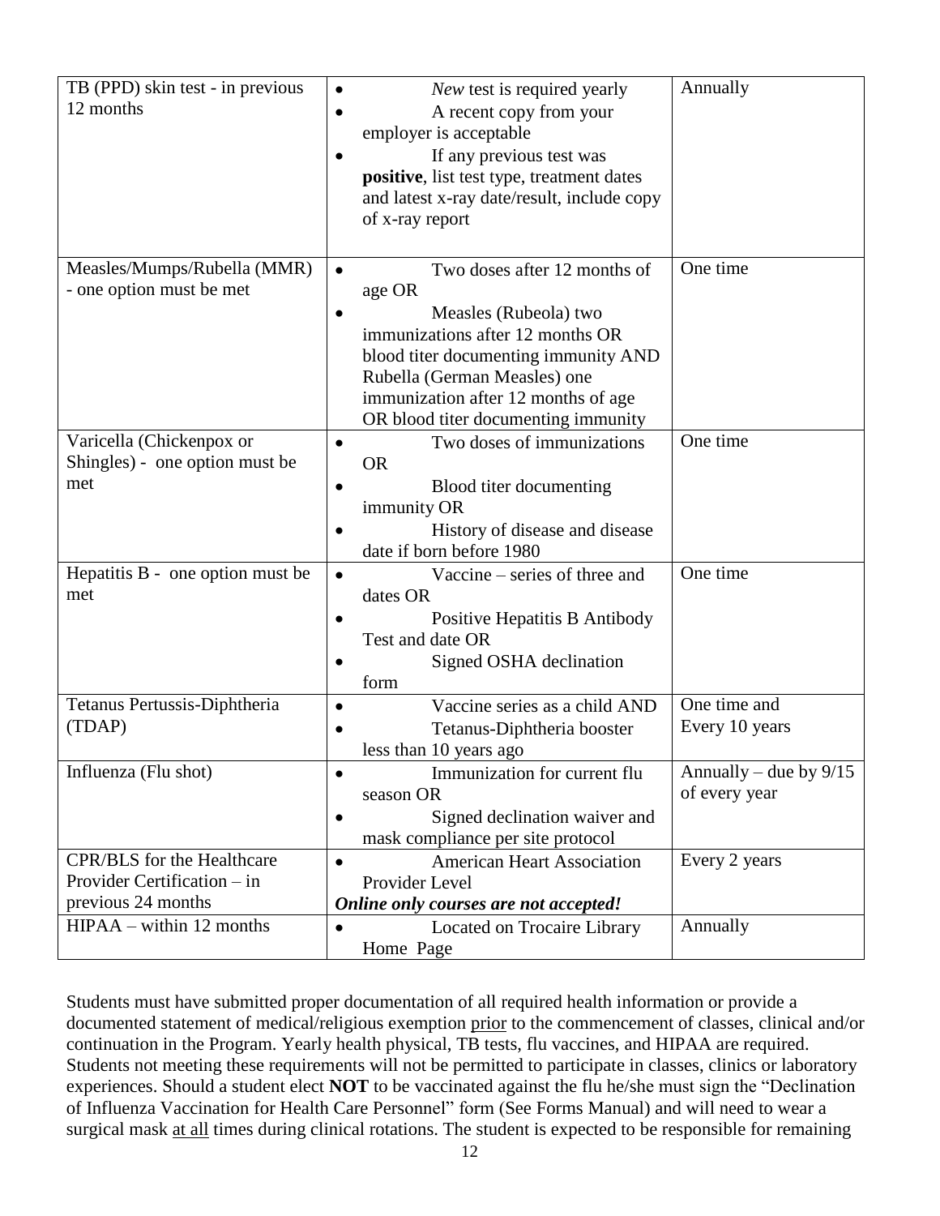| TB (PPD) skin test - in previous 12 months | • *New* test is required yearly<br>• A recent copy from your employer is acceptable<br>• If any previous test was **positive**, list test type, treatment dates and latest x-ray date/result, include copy of x-ray report | Annually |
|---|---|---|
| Measles/Mumps/Rubella (MMR) - one option must be met | • Two doses after 12 months of age OR<br>• Measles (Rubeola) two immunizations after 12 months OR blood titer documenting immunity AND Rubella (German Measles) one immunization after 12 months of age OR blood titer documenting immunity | One time |
| Varicella (Chickenpox or Shingles) - one option must be met | • Two doses of immunizations OR<br>• Blood titer documenting immunity OR<br>• History of disease and disease date if born before 1980 | One time |
| Hepatitis B - one option must be met | • Vaccine – series of three and dates OR<br>• Positive Hepatitis B Antibody Test and date OR<br>• Signed OSHA declination form | One time |
| Tetanus Pertussis-Diphtheria (TDAP) | • Vaccine series as a child AND<br>• Tetanus-Diphtheria booster less than 10 years ago | One time and Every 10 years |
| Influenza (Flu shot) | • Immunization for current flu season OR<br>• Signed declination waiver and mask compliance per site protocol | Annually – due by 9/15 of every year |
| CPR/BLS for the Healthcare Provider Certification – in previous 24 months | • American Heart Association Provider Level<br>***Online only courses are not accepted!*** | Every 2 years |
| HIPAA – within 12 months | • Located on Trocaire Library Home Page | Annually |

Students must have submitted proper documentation of all required health information or provide a documented statement of medical/religious exemption prior to the commencement of classes, clinical and/or continuation in the Program. Yearly health physical, TB tests, flu vaccines, and HIPAA are required. Students not meeting these requirements will not be permitted to participate in classes, clinics or laboratory experiences. Should a student elect **NOT** to be vaccinated against the flu he/she must sign the "Declination of Influenza Vaccination for Health Care Personnel" form (See Forms Manual) and will need to wear a surgical mask at all times during clinical rotations. The student is expected to be responsible for remaining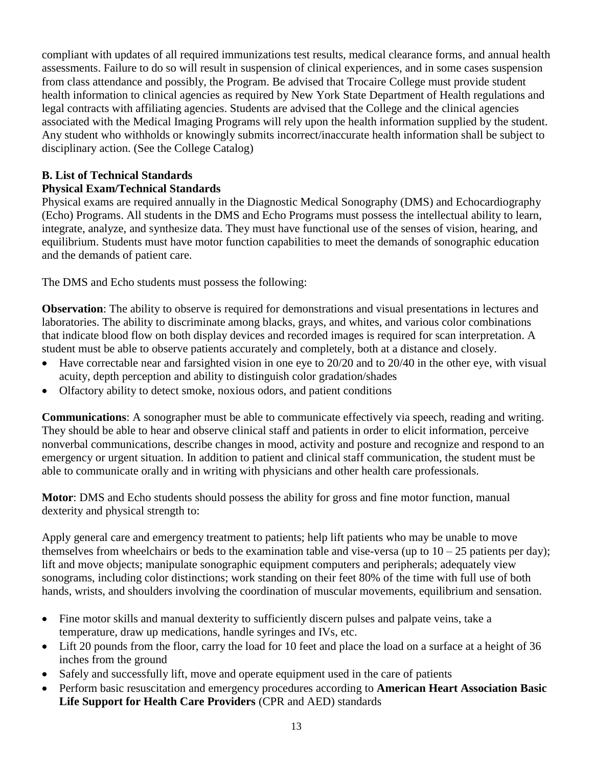compliant with updates of all required immunizations test results, medical clearance forms, and annual health assessments. Failure to do so will result in suspension of clinical experiences, and in some cases suspension from class attendance and possibly, the Program. Be advised that Trocaire College must provide student health information to clinical agencies as required by New York State Department of Health regulations and legal contracts with affiliating agencies. Students are advised that the College and the clinical agencies associated with the Medical Imaging Programs will rely upon the health information supplied by the student. Any student who withholds or knowingly submits incorrect/inaccurate health information shall be subject to disciplinary action. (See the College Catalog)

**B. List of Technical Standards**

**Physical Exam/Technical Standards**

Physical exams are required annually in the Diagnostic Medical Sonography (DMS) and Echocardiography (Echo) Programs. All students in the DMS and Echo Programs must possess the intellectual ability to learn, integrate, analyze, and synthesize data. They must have functional use of the senses of vision, hearing, and equilibrium. Students must have motor function capabilities to meet the demands of sonographic education and the demands of patient care.

The DMS and Echo students must possess the following:

**Observation**: The ability to observe is required for demonstrations and visual presentations in lectures and laboratories. The ability to discriminate among blacks, grays, and whites, and various color combinations that indicate blood flow on both display devices and recorded images is required for scan interpretation. A student must be able to observe patients accurately and completely, both at a distance and closely.

- Have correctable near and farsighted vision in one eye to 20/20 and to 20/40 in the other eye, with visual acuity, depth perception and ability to distinguish color gradation/shades
- Olfactory ability to detect smoke, noxious odors, and patient conditions

**Communications**: A sonographer must be able to communicate effectively via speech, reading and writing. They should be able to hear and observe clinical staff and patients in order to elicit information, perceive nonverbal communications, describe changes in mood, activity and posture and recognize and respond to an emergency or urgent situation. In addition to patient and clinical staff communication, the student must be able to communicate orally and in writing with physicians and other health care professionals.

**Motor**: DMS and Echo students should possess the ability for gross and fine motor function, manual dexterity and physical strength to:

Apply general care and emergency treatment to patients; help lift patients who may be unable to move themselves from wheelchairs or beds to the examination table and vise-versa (up to 10 – 25 patients per day); lift and move objects; manipulate sonographic equipment computers and peripherals; adequately view sonograms, including color distinctions; work standing on their feet 80% of the time with full use of both hands, wrists, and shoulders involving the coordination of muscular movements, equilibrium and sensation.

- Fine motor skills and manual dexterity to sufficiently discern pulses and palpate veins, take a temperature, draw up medications, handle syringes and IVs, etc.
- Lift 20 pounds from the floor, carry the load for 10 feet and place the load on a surface at a height of 36 inches from the ground
- Safely and successfully lift, move and operate equipment used in the care of patients
- Perform basic resuscitation and emergency procedures according to **American Heart Association Basic Life Support for Health Care Providers** (CPR and AED) standards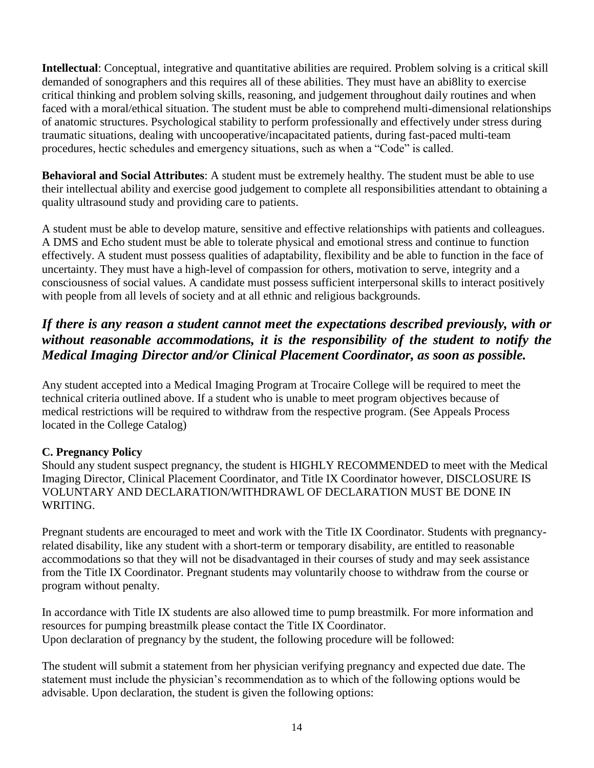**Intellectual**: Conceptual, integrative and quantitative abilities are required. Problem solving is a critical skill demanded of sonographers and this requires all of these abilities. They must have an abi8lity to exercise critical thinking and problem solving skills, reasoning, and judgement throughout daily routines and when faced with a moral/ethical situation. The student must be able to comprehend multi-dimensional relationships of anatomic structures. Psychological stability to perform professionally and effectively under stress during traumatic situations, dealing with uncooperative/incapacitated patients, during fast-paced multi-team procedures, hectic schedules and emergency situations, such as when a "Code" is called.

**Behavioral and Social Attributes**: A student must be extremely healthy. The student must be able to use their intellectual ability and exercise good judgement to complete all responsibilities attendant to obtaining a quality ultrasound study and providing care to patients.

A student must be able to develop mature, sensitive and effective relationships with patients and colleagues. A DMS and Echo student must be able to tolerate physical and emotional stress and continue to function effectively. A student must possess qualities of adaptability, flexibility and be able to function in the face of uncertainty. They must have a high-level of compassion for others, motivation to serve, integrity and a consciousness of social values. A candidate must possess sufficient interpersonal skills to interact positively with people from all levels of society and at all ethnic and religious backgrounds.

***If there is any reason a student cannot meet the expectations described previously, with or without reasonable accommodations, it is the responsibility of the student to notify the Medical Imaging Director and/or Clinical Placement Coordinator, as soon as possible.***

Any student accepted into a Medical Imaging Program at Trocaire College will be required to meet the technical criteria outlined above. If a student who is unable to meet program objectives because of medical restrictions will be required to withdraw from the respective program. (See Appeals Process located in the College Catalog)

**C. Pregnancy Policy**

Should any student suspect pregnancy, the student is HIGHLY RECOMMENDED to meet with the Medical Imaging Director, Clinical Placement Coordinator, and Title IX Coordinator however, DISCLOSURE IS VOLUNTARY AND DECLARATION/WITHDRAWL OF DECLARATION MUST BE DONE IN WRITING.

Pregnant students are encouraged to meet and work with the Title IX Coordinator. Students with pregnancy-related disability, like any student with a short-term or temporary disability, are entitled to reasonable accommodations so that they will not be disadvantaged in their courses of study and may seek assistance from the Title IX Coordinator. Pregnant students may voluntarily choose to withdraw from the course or program without penalty.

In accordance with Title IX students are also allowed time to pump breastmilk. For more information and resources for pumping breastmilk please contact the Title IX Coordinator.
Upon declaration of pregnancy by the student, the following procedure will be followed:

The student will submit a statement from her physician verifying pregnancy and expected due date. The statement must include the physician's recommendation as to which of the following options would be advisable. Upon declaration, the student is given the following options: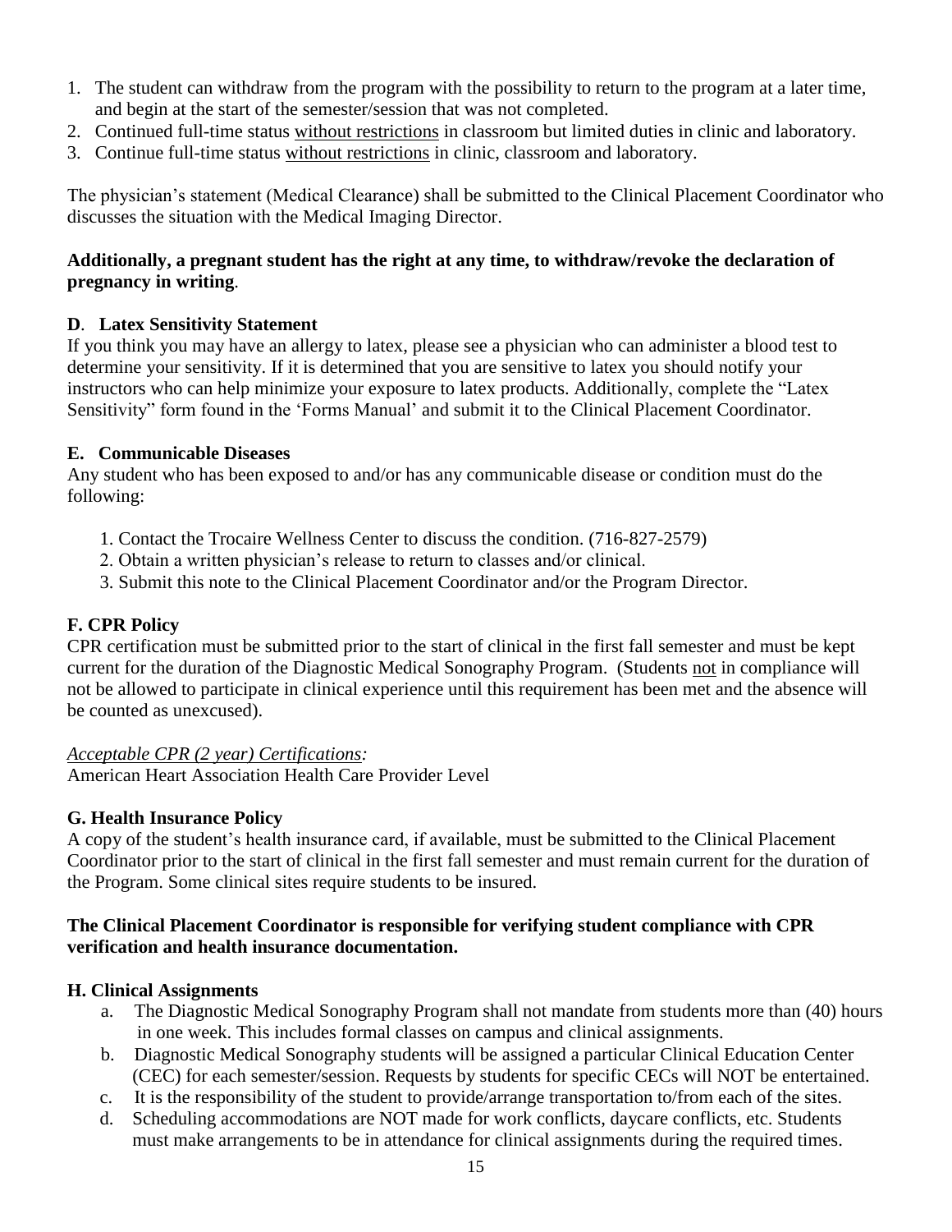1. The student can withdraw from the program with the possibility to return to the program at a later time, and begin at the start of the semester/session that was not completed.
2. Continued full-time status <u>without restrictions</u> in classroom but limited duties in clinic and laboratory.
3. Continue full-time status <u>without restrictions</u> in clinic, classroom and laboratory.

The physician's statement (Medical Clearance) shall be submitted to the Clinical Placement Coordinator who discusses the situation with the Medical Imaging Director.

**Additionally, a pregnant student has the right at any time, to withdraw/revoke the declaration of pregnancy in writing**.

### D. Latex Sensitivity Statement

If you think you may have an allergy to latex, please see a physician who can administer a blood test to determine your sensitivity. If it is determined that you are sensitive to latex you should notify your instructors who can help minimize your exposure to latex products. Additionally, complete the "Latex Sensitivity" form found in the 'Forms Manual' and submit it to the Clinical Placement Coordinator.

### E. Communicable Diseases

Any student who has been exposed to and/or has any communicable disease or condition must do the following:

1. Contact the Trocaire Wellness Center to discuss the condition. (716-827-2579)
2. Obtain a written physician's release to return to classes and/or clinical.
3. Submit this note to the Clinical Placement Coordinator and/or the Program Director.

### F. CPR Policy

CPR certification must be submitted prior to the start of clinical in the first fall semester and must be kept current for the duration of the Diagnostic Medical Sonography Program. (Students <u>not</u> in compliance will not be allowed to participate in clinical experience until this requirement has been met and the absence will be counted as unexcused).

*<u>Acceptable CPR (2 year) Certifications</u>:*
American Heart Association Health Care Provider Level

### G. Health Insurance Policy

A copy of the student's health insurance card, if available, must be submitted to the Clinical Placement Coordinator prior to the start of clinical in the first fall semester and must remain current for the duration of the Program. Some clinical sites require students to be insured.

**The Clinical Placement Coordinator is responsible for verifying student compliance with CPR verification and health insurance documentation.**

### H. Clinical Assignments

a. The Diagnostic Medical Sonography Program shall not mandate from students more than (40) hours in one week. This includes formal classes on campus and clinical assignments.
b. Diagnostic Medical Sonography students will be assigned a particular Clinical Education Center (CEC) for each semester/session. Requests by students for specific CECs will NOT be entertained.
c. It is the responsibility of the student to provide/arrange transportation to/from each of the sites.
d. Scheduling accommodations are NOT made for work conflicts, daycare conflicts, etc. Students must make arrangements to be in attendance for clinical assignments during the required times.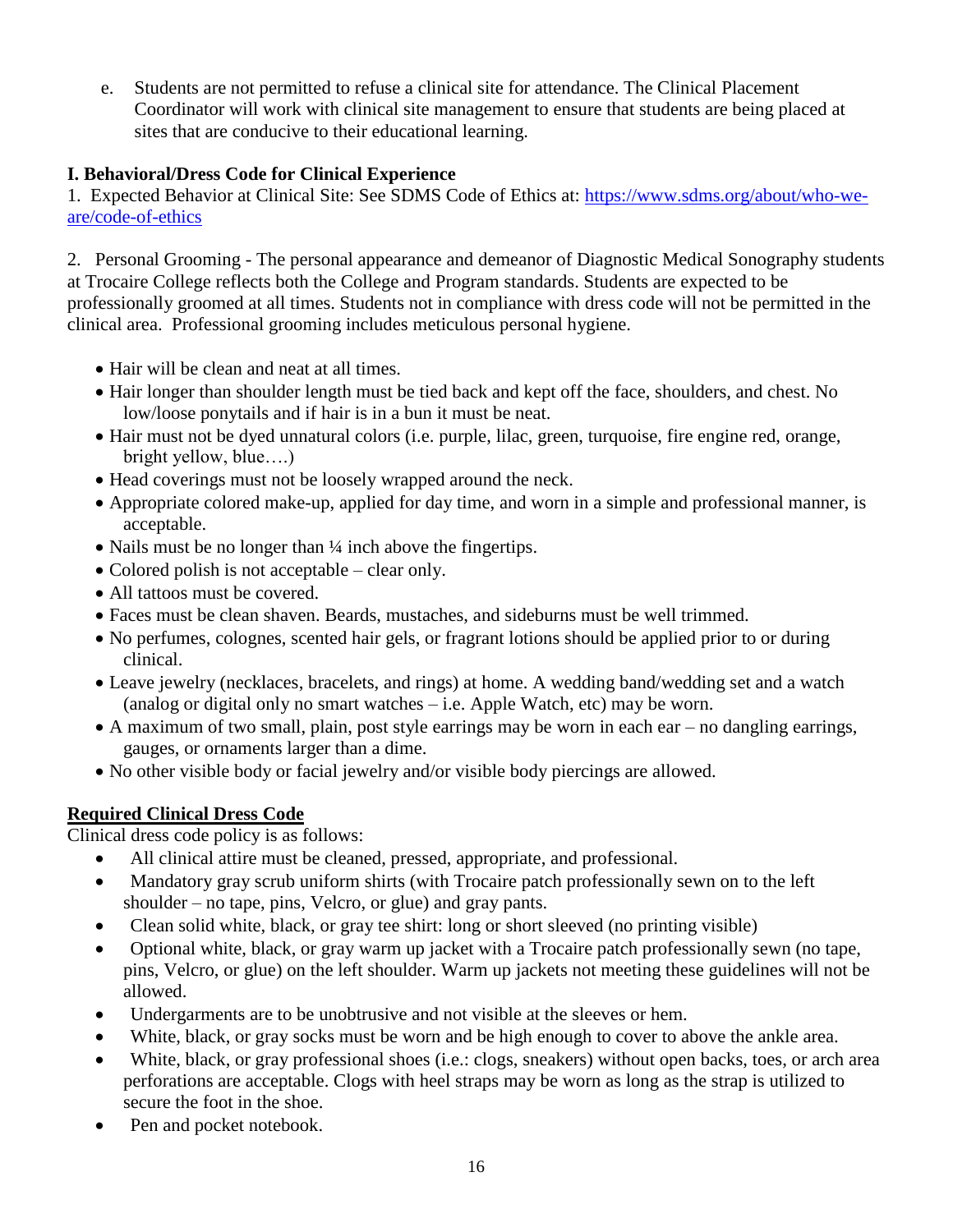e. Students are not permitted to refuse a clinical site for attendance. The Clinical Placement Coordinator will work with clinical site management to ensure that students are being placed at sites that are conducive to their educational learning.

**I. Behavioral/Dress Code for Clinical Experience**

1. Expected Behavior at Clinical Site: See SDMS Code of Ethics at: [https://www.sdms.org/about/who-we-are/code-of-ethics](https://www.sdms.org/about/who-we-are/code-of-ethics)

2. Personal Grooming - The personal appearance and demeanor of Diagnostic Medical Sonography students at Trocaire College reflects both the College and Program standards. Students are expected to be professionally groomed at all times. Students not in compliance with dress code will not be permitted in the clinical area. Professional grooming includes meticulous personal hygiene.

- Hair will be clean and neat at all times.
- Hair longer than shoulder length must be tied back and kept off the face, shoulders, and chest. No low/loose ponytails and if hair is in a bun it must be neat.
- Hair must not be dyed unnatural colors (i.e. purple, lilac, green, turquoise, fire engine red, orange, bright yellow, blue….)
- Head coverings must not be loosely wrapped around the neck.
- Appropriate colored make-up, applied for day time, and worn in a simple and professional manner, is acceptable.
- Nails must be no longer than ¼ inch above the fingertips.
- Colored polish is not acceptable – clear only.
- All tattoos must be covered.
- Faces must be clean shaven. Beards, mustaches, and sideburns must be well trimmed.
- No perfumes, colognes, scented hair gels, or fragrant lotions should be applied prior to or during clinical.
- Leave jewelry (necklaces, bracelets, and rings) at home. A wedding band/wedding set and a watch (analog or digital only no smart watches – i.e. Apple Watch, etc) may be worn.
- A maximum of two small, plain, post style earrings may be worn in each ear – no dangling earrings, gauges, or ornaments larger than a dime.
- No other visible body or facial jewelry and/or visible body piercings are allowed.

**Required Clinical Dress Code**

Clinical dress code policy is as follows:

- All clinical attire must be cleaned, pressed, appropriate, and professional.
- Mandatory gray scrub uniform shirts (with Trocaire patch professionally sewn on to the left shoulder – no tape, pins, Velcro, or glue) and gray pants.
- Clean solid white, black, or gray tee shirt: long or short sleeved (no printing visible)
- Optional white, black, or gray warm up jacket with a Trocaire patch professionally sewn (no tape, pins, Velcro, or glue) on the left shoulder. Warm up jackets not meeting these guidelines will not be allowed.
- Undergarments are to be unobtrusive and not visible at the sleeves or hem.
- White, black, or gray socks must be worn and be high enough to cover to above the ankle area.
- White, black, or gray professional shoes (i.e.: clogs, sneakers) without open backs, toes, or arch area perforations are acceptable. Clogs with heel straps may be worn as long as the strap is utilized to secure the foot in the shoe.
- Pen and pocket notebook.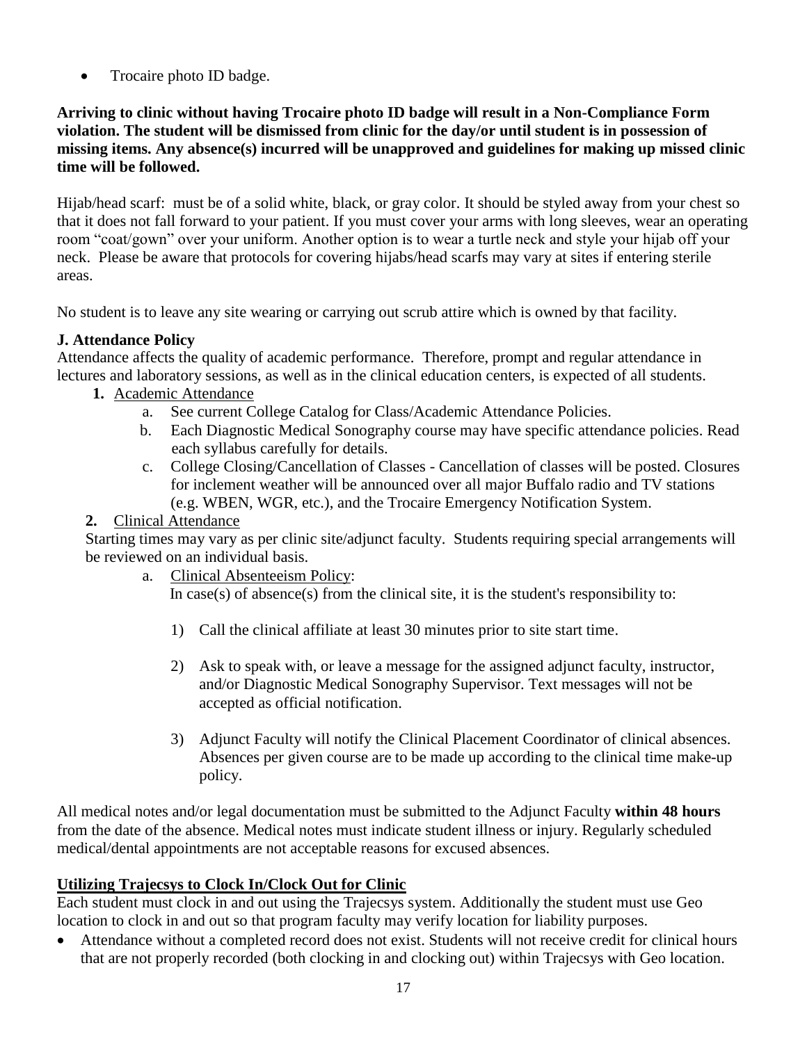- Trocaire photo ID badge.

**Arriving to clinic without having Trocaire photo ID badge will result in a Non-Compliance Form violation. The student will be dismissed from clinic for the day/or until student is in possession of missing items. Any absence(s) incurred will be unapproved and guidelines for making up missed clinic time will be followed.**

Hijab/head scarf: must be of a solid white, black, or gray color. It should be styled away from your chest so that it does not fall forward to your patient. If you must cover your arms with long sleeves, wear an operating room "coat/gown" over your uniform. Another option is to wear a turtle neck and style your hijab off your neck. Please be aware that protocols for covering hijabs/head scarfs may vary at sites if entering sterile areas.

No student is to leave any site wearing or carrying out scrub attire which is owned by that facility.

### J. Attendance Policy

Attendance affects the quality of academic performance. Therefore, prompt and regular attendance in lectures and laboratory sessions, as well as in the clinical education centers, is expected of all students.

1. Academic Attendance
   a. See current College Catalog for Class/Academic Attendance Policies.
   b. Each Diagnostic Medical Sonography course may have specific attendance policies. Read each syllabus carefully for details.
   c. College Closing/Cancellation of Classes - Cancellation of classes will be posted. Closures for inclement weather will be announced over all major Buffalo radio and TV stations (e.g. WBEN, WGR, etc.), and the Trocaire Emergency Notification System.
2. Clinical Attendance

   Starting times may vary as per clinic site/adjunct faculty. Students requiring special arrangements will be reviewed on an individual basis.

   a. Clinical Absenteeism Policy:
   In case(s) of absence(s) from the clinical site, it is the student's responsibility to:

      1) Call the clinical affiliate at least 30 minutes prior to site start time.
      2) Ask to speak with, or leave a message for the assigned adjunct faculty, instructor, and/or Diagnostic Medical Sonography Supervisor. Text messages will not be accepted as official notification.
      3) Adjunct Faculty will notify the Clinical Placement Coordinator of clinical absences. Absences per given course are to be made up according to the clinical time make-up policy.

All medical notes and/or legal documentation must be submitted to the Adjunct Faculty **within 48 hours** from the date of the absence. Medical notes must indicate student illness or injury. Regularly scheduled medical/dental appointments are not acceptable reasons for excused absences.

**Utilizing Trajecsys to Clock In/Clock Out for Clinic**

Each student must clock in and out using the Trajecsys system. Additionally the student must use Geo location to clock in and out so that program faculty may verify location for liability purposes.

- Attendance without a completed record does not exist. Students will not receive credit for clinical hours that are not properly recorded (both clocking in and clocking out) within Trajecsys with Geo location.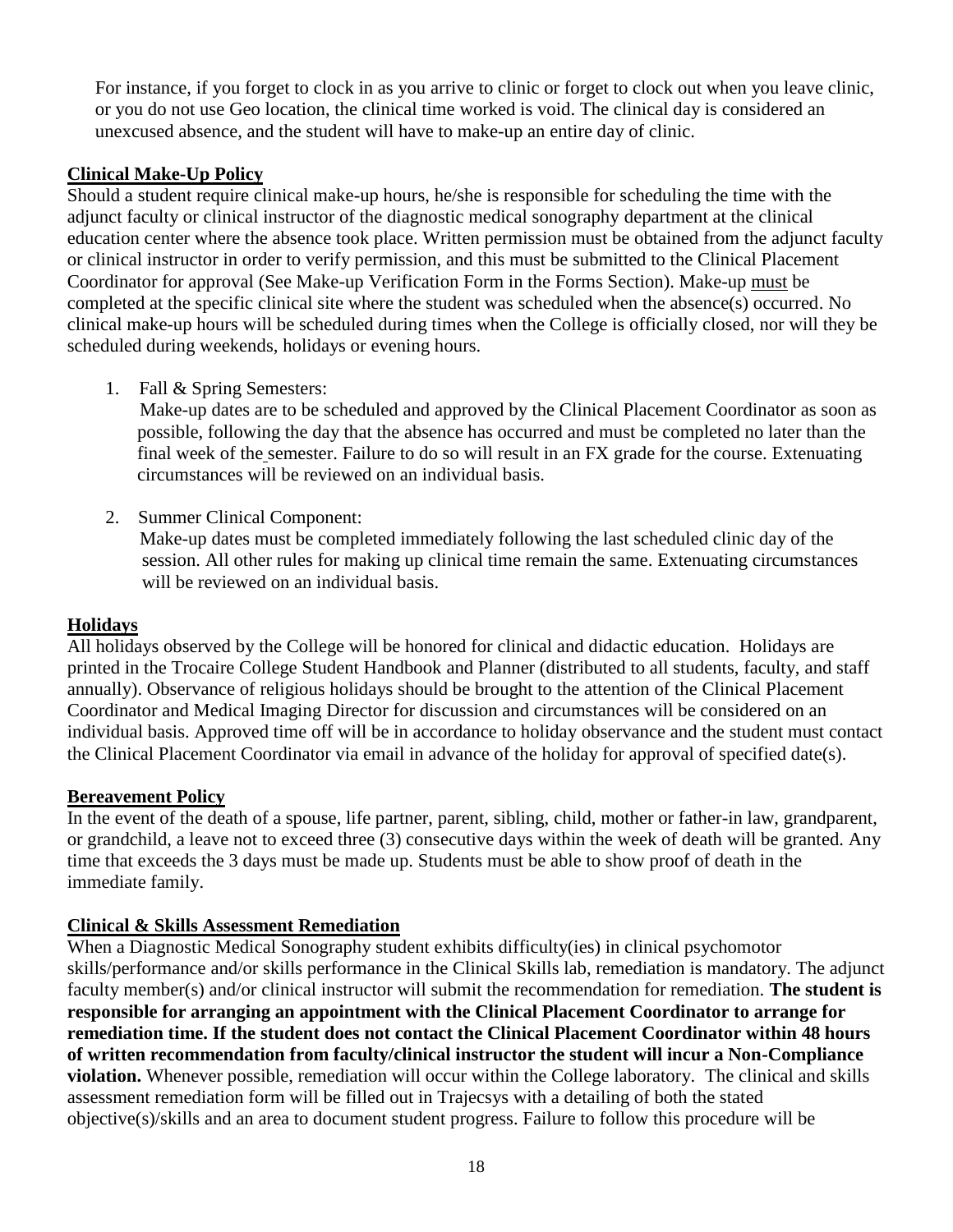For instance, if you forget to clock in as you arrive to clinic or forget to clock out when you leave clinic, or you do not use Geo location, the clinical time worked is void. The clinical day is considered an unexcused absence, and the student will have to make-up an entire day of clinic.

## Clinical Make-Up Policy

Should a student require clinical make-up hours, he/she is responsible for scheduling the time with the adjunct faculty or clinical instructor of the diagnostic medical sonography department at the clinical education center where the absence took place. Written permission must be obtained from the adjunct faculty or clinical instructor in order to verify permission, and this must be submitted to the Clinical Placement Coordinator for approval (See Make-up Verification Form in the Forms Section). Make-up must be completed at the specific clinical site where the student was scheduled when the absence(s) occurred. No clinical make-up hours will be scheduled during times when the College is officially closed, nor will they be scheduled during weekends, holidays or evening hours.

1. Fall & Spring Semesters:
   Make-up dates are to be scheduled and approved by the Clinical Placement Coordinator as soon as possible, following the day that the absence has occurred and must be completed no later than the final week of the semester. Failure to do so will result in an FX grade for the course. Extenuating circumstances will be reviewed on an individual basis.

2. Summer Clinical Component:
   Make-up dates must be completed immediately following the last scheduled clinic day of the session. All other rules for making up clinical time remain the same. Extenuating circumstances will be reviewed on an individual basis.

## Holidays

All holidays observed by the College will be honored for clinical and didactic education. Holidays are printed in the Trocaire College Student Handbook and Planner (distributed to all students, faculty, and staff annually). Observance of religious holidays should be brought to the attention of the Clinical Placement Coordinator and Medical Imaging Director for discussion and circumstances will be considered on an individual basis. Approved time off will be in accordance to holiday observance and the student must contact the Clinical Placement Coordinator via email in advance of the holiday for approval of specified date(s).

## Bereavement Policy

In the event of the death of a spouse, life partner, parent, sibling, child, mother or father-in law, grandparent, or grandchild, a leave not to exceed three (3) consecutive days within the week of death will be granted. Any time that exceeds the 3 days must be made up. Students must be able to show proof of death in the immediate family.

## Clinical & Skills Assessment Remediation

When a Diagnostic Medical Sonography student exhibits difficulty(ies) in clinical psychomotor skills/performance and/or skills performance in the Clinical Skills lab, remediation is mandatory. The adjunct faculty member(s) and/or clinical instructor will submit the recommendation for remediation. **The student is responsible for arranging an appointment with the Clinical Placement Coordinator to arrange for remediation time. If the student does not contact the Clinical Placement Coordinator within 48 hours of written recommendation from faculty/clinical instructor the student will incur a Non-Compliance violation.** Whenever possible, remediation will occur within the College laboratory. The clinical and skills assessment remediation form will be filled out in Trajecsys with a detailing of both the stated objective(s)/skills and an area to document student progress. Failure to follow this procedure will be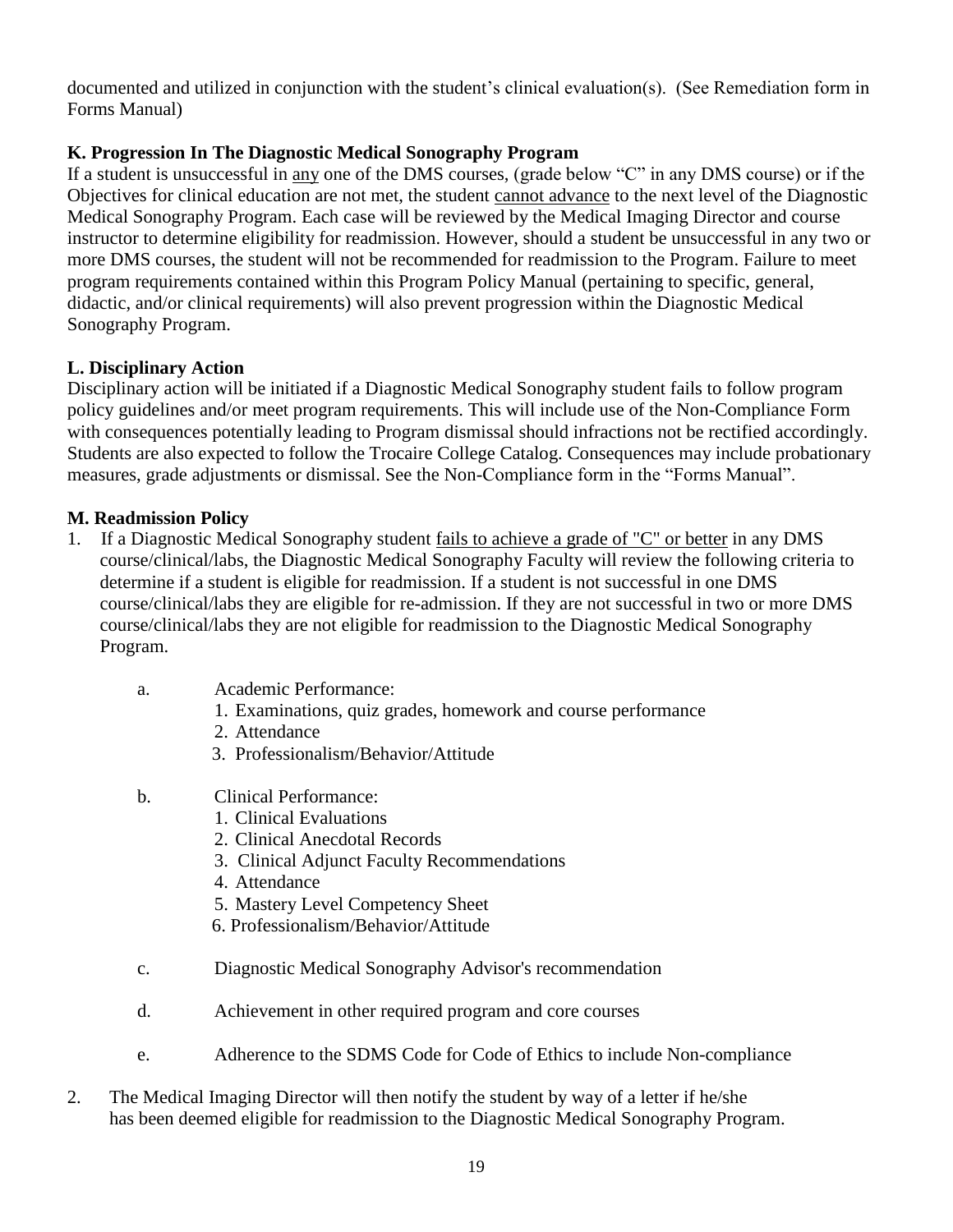documented and utilized in conjunction with the student's clinical evaluation(s). (See Remediation form in Forms Manual)

**K. Progression In The Diagnostic Medical Sonography Program**

If a student is unsuccessful in any one of the DMS courses, (grade below "C" in any DMS course) or if the Objectives for clinical education are not met, the student cannot advance to the next level of the Diagnostic Medical Sonography Program. Each case will be reviewed by the Medical Imaging Director and course instructor to determine eligibility for readmission. However, should a student be unsuccessful in any two or more DMS courses, the student will not be recommended for readmission to the Program. Failure to meet program requirements contained within this Program Policy Manual (pertaining to specific, general, didactic, and/or clinical requirements) will also prevent progression within the Diagnostic Medical Sonography Program.

**L. Disciplinary Action**

Disciplinary action will be initiated if a Diagnostic Medical Sonography student fails to follow program policy guidelines and/or meet program requirements. This will include use of the Non-Compliance Form with consequences potentially leading to Program dismissal should infractions not be rectified accordingly. Students are also expected to follow the Trocaire College Catalog. Consequences may include probationary measures, grade adjustments or dismissal. See the Non-Compliance form in the "Forms Manual".

**M. Readmission Policy**

1. If a Diagnostic Medical Sonography student fails to achieve a grade of "C" or better in any DMS course/clinical/labs, the Diagnostic Medical Sonography Faculty will review the following criteria to determine if a student is eligible for readmission. If a student is not successful in one DMS course/clinical/labs they are eligible for re-admission. If they are not successful in two or more DMS course/clinical/labs they are not eligible for readmission to the Diagnostic Medical Sonography Program.

   a. Academic Performance:
      1. Examinations, quiz grades, homework and course performance
      2. Attendance
      3. Professionalism/Behavior/Attitude

   b. Clinical Performance:
      1. Clinical Evaluations
      2. Clinical Anecdotal Records
      3. Clinical Adjunct Faculty Recommendations
      4. Attendance
      5. Mastery Level Competency Sheet
      6. Professionalism/Behavior/Attitude

   c. Diagnostic Medical Sonography Advisor's recommendation

   d. Achievement in other required program and core courses

   e. Adherence to the SDMS Code for Code of Ethics to include Non-compliance

2. The Medical Imaging Director will then notify the student by way of a letter if he/she has been deemed eligible for readmission to the Diagnostic Medical Sonography Program.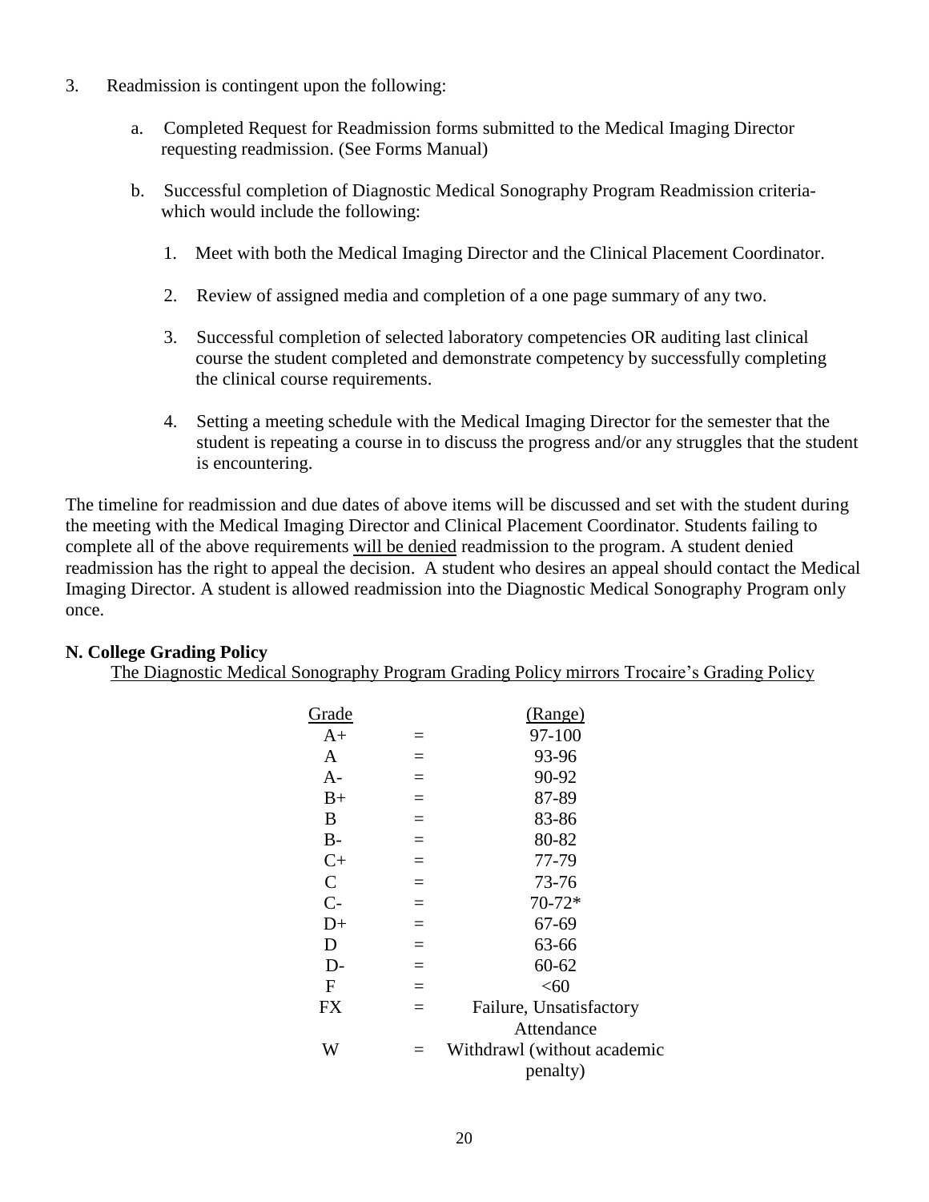3. Readmission is contingent upon the following:

   a. Completed Request for Readmission forms submitted to the Medical Imaging Director requesting readmission. (See Forms Manual)

   b. Successful completion of Diagnostic Medical Sonography Program Readmission criteria-which would include the following:

      1. Meet with both the Medical Imaging Director and the Clinical Placement Coordinator.

      2. Review of assigned media and completion of a one page summary of any two.

      3. Successful completion of selected laboratory competencies OR auditing last clinical course the student completed and demonstrate competency by successfully completing the clinical course requirements.

      4. Setting a meeting schedule with the Medical Imaging Director for the semester that the student is repeating a course in to discuss the progress and/or any struggles that the student is encountering.

The timeline for readmission and due dates of above items will be discussed and set with the student during the meeting with the Medical Imaging Director and Clinical Placement Coordinator. Students failing to complete all of the above requirements <u>will be denied</u> readmission to the program. A student denied readmission has the right to appeal the decision. A student who desires an appeal should contact the Medical Imaging Director. A student is allowed readmission into the Diagnostic Medical Sonography Program only once.

**N. College Grading Policy**

<u>The Diagnostic Medical Sonography Program Grading Policy mirrors Trocaire's Grading Policy</u>

| Grade | | (Range) |
|---|---|---|
| A+ | = | 97-100 |
| A | = | 93-96 |
| A- | = | 90-92 |
| B+ | = | 87-89 |
| B | = | 83-86 |
| B- | = | 80-82 |
| C+ | = | 77-79 |
| C | = | 73-76 |
| C- | = | 70-72* |
| D+ | = | 67-69 |
| D | = | 63-66 |
| D- | = | 60-62 |
| F | = | <60 |
| FX | = | Failure, Unsatisfactory Attendance |
| W | = | Withdrawl (without academic penalty) |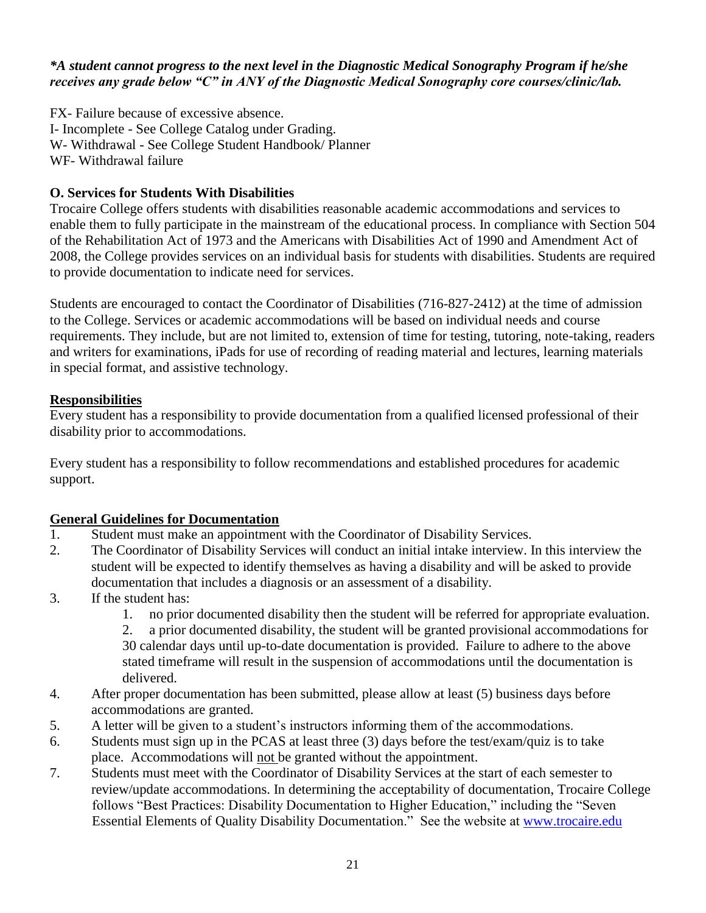***A student cannot progress to the next level in the Diagnostic Medical Sonography Program if he/she receives any grade below "C" in ANY of the Diagnostic Medical Sonography core courses/clinic/lab.***

FX- Failure because of excessive absence.
I- Incomplete - See College Catalog under Grading.
W- Withdrawal - See College Student Handbook/ Planner
WF- Withdrawal failure

**O. Services for Students With Disabilities**

Trocaire College offers students with disabilities reasonable academic accommodations and services to enable them to fully participate in the mainstream of the educational process. In compliance with Section 504 of the Rehabilitation Act of 1973 and the Americans with Disabilities Act of 1990 and Amendment Act of 2008, the College provides services on an individual basis for students with disabilities. Students are required to provide documentation to indicate need for services.

Students are encouraged to contact the Coordinator of Disabilities (716-827-2412) at the time of admission to the College. Services or academic accommodations will be based on individual needs and course requirements. They include, but are not limited to, extension of time for testing, tutoring, note-taking, readers and writers for examinations, iPads for use of recording of reading material and lectures, learning materials in special format, and assistive technology.

**Responsibilities**

Every student has a responsibility to provide documentation from a qualified licensed professional of their disability prior to accommodations.

Every student has a responsibility to follow recommendations and established procedures for academic support.

**General Guidelines for Documentation**

1. Student must make an appointment with the Coordinator of Disability Services.
2. The Coordinator of Disability Services will conduct an initial intake interview. In this interview the student will be expected to identify themselves as having a disability and will be asked to provide documentation that includes a diagnosis or an assessment of a disability.
3. If the student has:
    1. no prior documented disability then the student will be referred for appropriate evaluation.
    2. a prior documented disability, the student will be granted provisional accommodations for 30 calendar days until up-to-date documentation is provided. Failure to adhere to the above stated timeframe will result in the suspension of accommodations until the documentation is delivered.
4. After proper documentation has been submitted, please allow at least (5) business days before accommodations are granted.
5. A letter will be given to a student's instructors informing them of the accommodations.
6. Students must sign up in the PCAS at least three (3) days before the test/exam/quiz is to take place. Accommodations will not be granted without the appointment.
7. Students must meet with the Coordinator of Disability Services at the start of each semester to review/update accommodations. In determining the acceptability of documentation, Trocaire College follows "Best Practices: Disability Documentation to Higher Education," including the "Seven Essential Elements of Quality Disability Documentation." See the website at www.trocaire.edu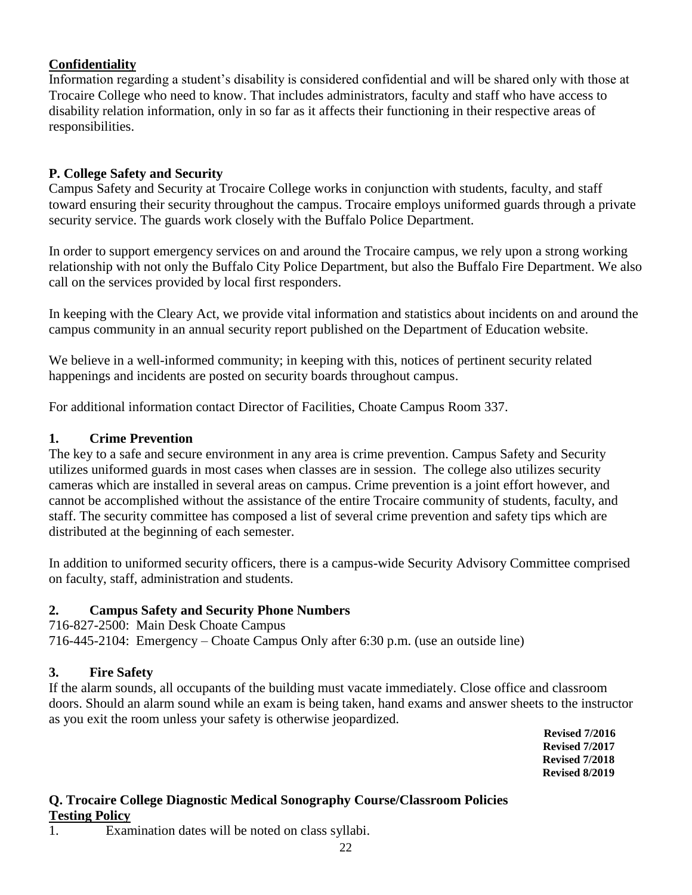**Confidentiality**

Information regarding a student's disability is considered confidential and will be shared only with those at Trocaire College who need to know. That includes administrators, faculty and staff who have access to disability relation information, only in so far as it affects their functioning in their respective areas of responsibilities.

## P. College Safety and Security

Campus Safety and Security at Trocaire College works in conjunction with students, faculty, and staff toward ensuring their security throughout the campus. Trocaire employs uniformed guards through a private security service. The guards work closely with the Buffalo Police Department.

In order to support emergency services on and around the Trocaire campus, we rely upon a strong working relationship with not only the Buffalo City Police Department, but also the Buffalo Fire Department. We also call on the services provided by local first responders.

In keeping with the Cleary Act, we provide vital information and statistics about incidents on and around the campus community in an annual security report published on the Department of Education website.

We believe in a well-informed community; in keeping with this, notices of pertinent security related happenings and incidents are posted on security boards throughout campus.

For additional information contact Director of Facilities, Choate Campus Room 337.

### 1. Crime Prevention

The key to a safe and secure environment in any area is crime prevention. Campus Safety and Security utilizes uniformed guards in most cases when classes are in session. The college also utilizes security cameras which are installed in several areas on campus. Crime prevention is a joint effort however, and cannot be accomplished without the assistance of the entire Trocaire community of students, faculty, and staff. The security committee has composed a list of several crime prevention and safety tips which are distributed at the beginning of each semester.

In addition to uniformed security officers, there is a campus-wide Security Advisory Committee comprised on faculty, staff, administration and students.

### 2. Campus Safety and Security Phone Numbers

716-827-2500: Main Desk Choate Campus
716-445-2104: Emergency – Choate Campus Only after 6:30 p.m. (use an outside line)

### 3. Fire Safety

If the alarm sounds, all occupants of the building must vacate immediately. Close office and classroom doors. Should an alarm sound while an exam is being taken, hand exams and answer sheets to the instructor as you exit the room unless your safety is otherwise jeopardized.

**Revised 7/2016**
**Revised 7/2017**
**Revised 7/2018**
**Revised 8/2019**

## Q. Trocaire College Diagnostic Medical Sonography Course/Classroom Policies

**Testing Policy**

1. Examination dates will be noted on class syllabi.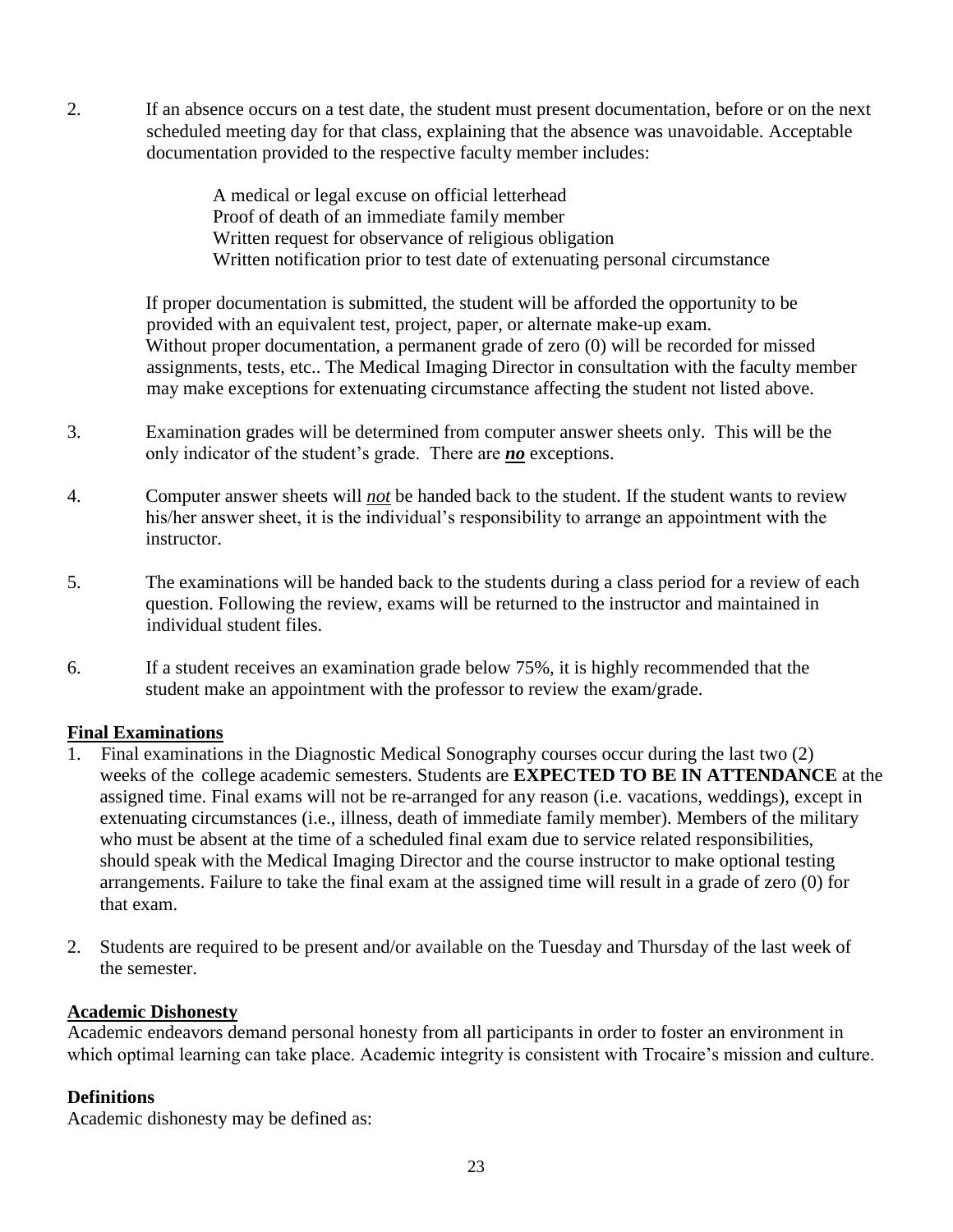2. If an absence occurs on a test date, the student must present documentation, before or on the next scheduled meeting day for that class, explaining that the absence was unavoidable. Acceptable documentation provided to the respective faculty member includes:

   A medical or legal excuse on official letterhead
   Proof of death of an immediate family member
   Written request for observance of religious obligation
   Written notification prior to test date of extenuating personal circumstance

   If proper documentation is submitted, the student will be afforded the opportunity to be provided with an equivalent test, project, paper, or alternate make-up exam. Without proper documentation, a permanent grade of zero (0) will be recorded for missed assignments, tests, etc.. The Medical Imaging Director in consultation with the faculty member may make exceptions for extenuating circumstance affecting the student not listed above.

3. Examination grades will be determined from computer answer sheets only. This will be the only indicator of the student's grade. There are ***no*** exceptions.

4. Computer answer sheets will *not* be handed back to the student. If the student wants to review his/her answer sheet, it is the individual's responsibility to arrange an appointment with the instructor.

5. The examinations will be handed back to the students during a class period for a review of each question. Following the review, exams will be returned to the instructor and maintained in individual student files.

6. If a student receives an examination grade below 75%, it is highly recommended that the student make an appointment with the professor to review the exam/grade.

**Final Examinations**

1. Final examinations in the Diagnostic Medical Sonography courses occur during the last two (2) weeks of the college academic semesters. Students are **EXPECTED TO BE IN ATTENDANCE** at the assigned time. Final exams will not be re-arranged for any reason (i.e. vacations, weddings), except in extenuating circumstances (i.e., illness, death of immediate family member). Members of the military who must be absent at the time of a scheduled final exam due to service related responsibilities, should speak with the Medical Imaging Director and the course instructor to make optional testing arrangements. Failure to take the final exam at the assigned time will result in a grade of zero (0) for that exam.

2. Students are required to be present and/or available on the Tuesday and Thursday of the last week of the semester.

**Academic Dishonesty**

Academic endeavors demand personal honesty from all participants in order to foster an environment in which optimal learning can take place. Academic integrity is consistent with Trocaire's mission and culture.

**Definitions**

Academic dishonesty may be defined as: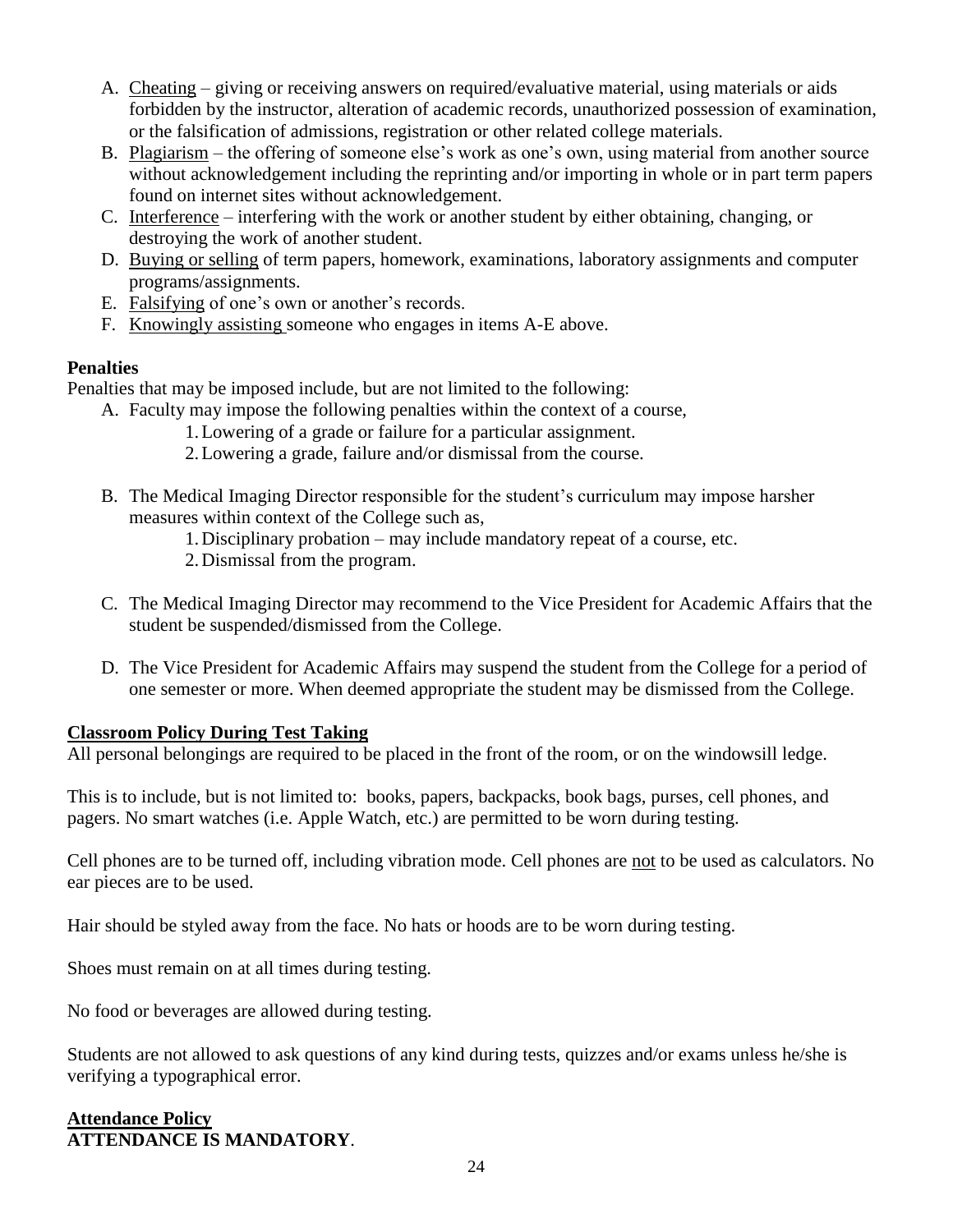A. <u>Cheating</u> – giving or receiving answers on required/evaluative material, using materials or aids forbidden by the instructor, alteration of academic records, unauthorized possession of examination, or the falsification of admissions, registration or other related college materials.
B. <u>Plagiarism</u> – the offering of someone else's work as one's own, using material from another source without acknowledgement including the reprinting and/or importing in whole or in part term papers found on internet sites without acknowledgement.
C. <u>Interference</u> – interfering with the work or another student by either obtaining, changing, or destroying the work of another student.
D. <u>Buying or selling</u> of term papers, homework, examinations, laboratory assignments and computer programs/assignments.
E. <u>Falsifying</u> of one's own or another's records.
F. <u>Knowingly assisting</u> someone who engages in items A-E above.

**Penalties**

Penalties that may be imposed include, but are not limited to the following:

A. Faculty may impose the following penalties within the context of a course,
    1. Lowering of a grade or failure for a particular assignment.
    2. Lowering a grade, failure and/or dismissal from the course.

B. The Medical Imaging Director responsible for the student's curriculum may impose harsher measures within context of the College such as,
    1. Disciplinary probation – may include mandatory repeat of a course, etc.
    2. Dismissal from the program.

C. The Medical Imaging Director may recommend to the Vice President for Academic Affairs that the student be suspended/dismissed from the College.

D. The Vice President for Academic Affairs may suspend the student from the College for a period of one semester or more. When deemed appropriate the student may be dismissed from the College.

**<u>Classroom Policy During Test Taking</u>**

All personal belongings are required to be placed in the front of the room, or on the windowsill ledge.

This is to include, but is not limited to: books, papers, backpacks, book bags, purses, cell phones, and pagers. No smart watches (i.e. Apple Watch, etc.) are permitted to be worn during testing.

Cell phones are to be turned off, including vibration mode. Cell phones are <u>not</u> to be used as calculators. No ear pieces are to be used.

Hair should be styled away from the face. No hats or hoods are to be worn during testing.

Shoes must remain on at all times during testing.

No food or beverages are allowed during testing.

Students are not allowed to ask questions of any kind during tests, quizzes and/or exams unless he/she is verifying a typographical error.

**<u>Attendance Policy</u>**

**ATTENDANCE IS MANDATORY**.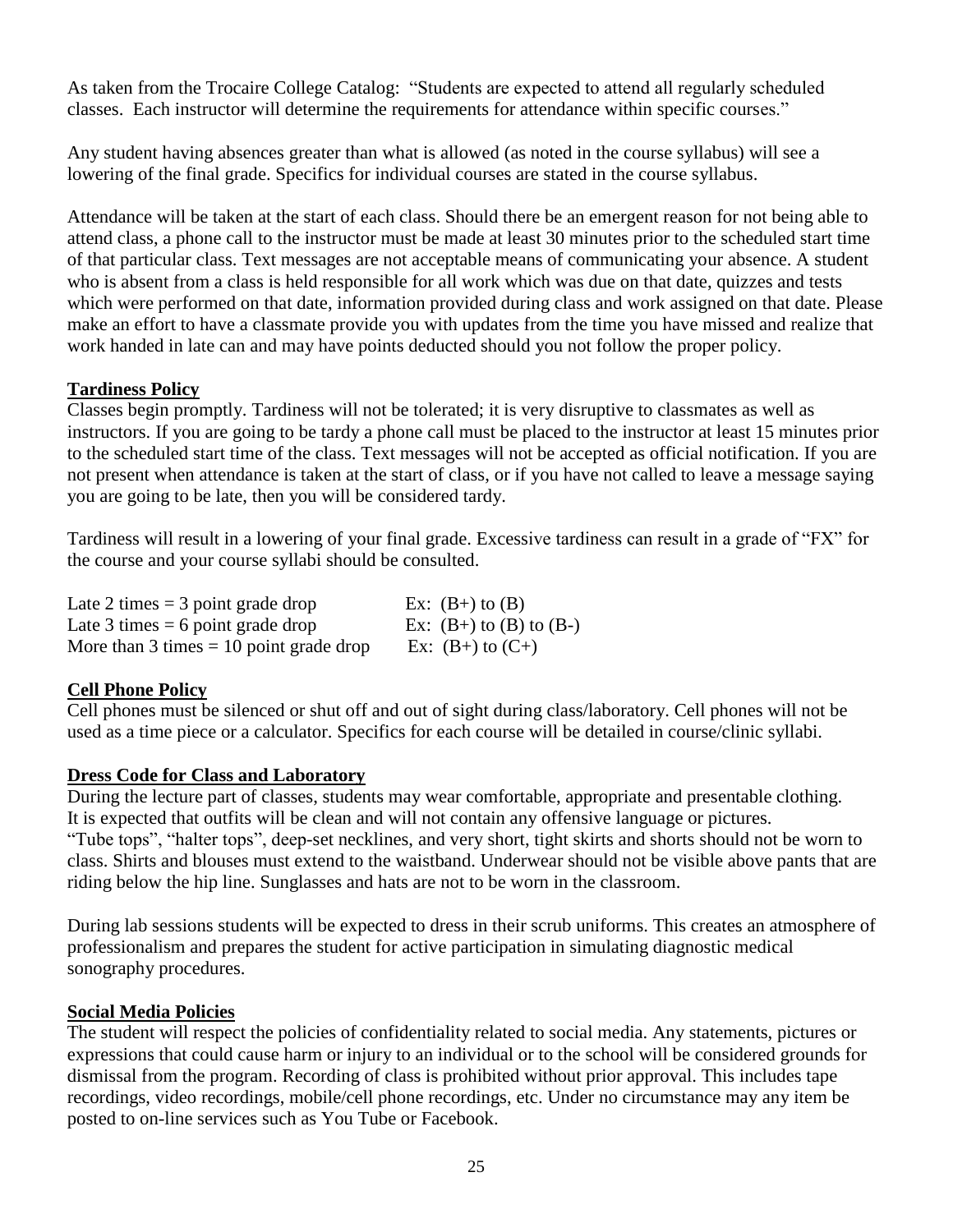As taken from the Trocaire College Catalog: "Students are expected to attend all regularly scheduled classes. Each instructor will determine the requirements for attendance within specific courses."

Any student having absences greater than what is allowed (as noted in the course syllabus) will see a lowering of the final grade. Specifics for individual courses are stated in the course syllabus.

Attendance will be taken at the start of each class. Should there be an emergent reason for not being able to attend class, a phone call to the instructor must be made at least 30 minutes prior to the scheduled start time of that particular class. Text messages are not acceptable means of communicating your absence. A student who is absent from a class is held responsible for all work which was due on that date, quizzes and tests which were performed on that date, information provided during class and work assigned on that date. Please make an effort to have a classmate provide you with updates from the time you have missed and realize that work handed in late can and may have points deducted should you not follow the proper policy.

**Tardiness Policy**

Classes begin promptly. Tardiness will not be tolerated; it is very disruptive to classmates as well as instructors. If you are going to be tardy a phone call must be placed to the instructor at least 15 minutes prior to the scheduled start time of the class. Text messages will not be accepted as official notification. If you are not present when attendance is taken at the start of class, or if you have not called to leave a message saying you are going to be late, then you will be considered tardy.

Tardiness will result in a lowering of your final grade. Excessive tardiness can result in a grade of "FX" for the course and your course syllabi should be consulted.

| | |
|---|---|
| Late 2 times = 3 point grade drop | Ex: (B+) to (B) |
| Late 3 times = 6 point grade drop | Ex: (B+) to (B) to (B-) |
| More than 3 times = 10 point grade drop | Ex: (B+) to (C+) |

**Cell Phone Policy**

Cell phones must be silenced or shut off and out of sight during class/laboratory. Cell phones will not be used as a time piece or a calculator. Specifics for each course will be detailed in course/clinic syllabi.

**Dress Code for Class and Laboratory**

During the lecture part of classes, students may wear comfortable, appropriate and presentable clothing. It is expected that outfits will be clean and will not contain any offensive language or pictures. "Tube tops", "halter tops", deep-set necklines, and very short, tight skirts and shorts should not be worn to class. Shirts and blouses must extend to the waistband. Underwear should not be visible above pants that are riding below the hip line. Sunglasses and hats are not to be worn in the classroom.

During lab sessions students will be expected to dress in their scrub uniforms. This creates an atmosphere of professionalism and prepares the student for active participation in simulating diagnostic medical sonography procedures.

**Social Media Policies**

The student will respect the policies of confidentiality related to social media. Any statements, pictures or expressions that could cause harm or injury to an individual or to the school will be considered grounds for dismissal from the program. Recording of class is prohibited without prior approval. This includes tape recordings, video recordings, mobile/cell phone recordings, etc. Under no circumstance may any item be posted to on-line services such as You Tube or Facebook.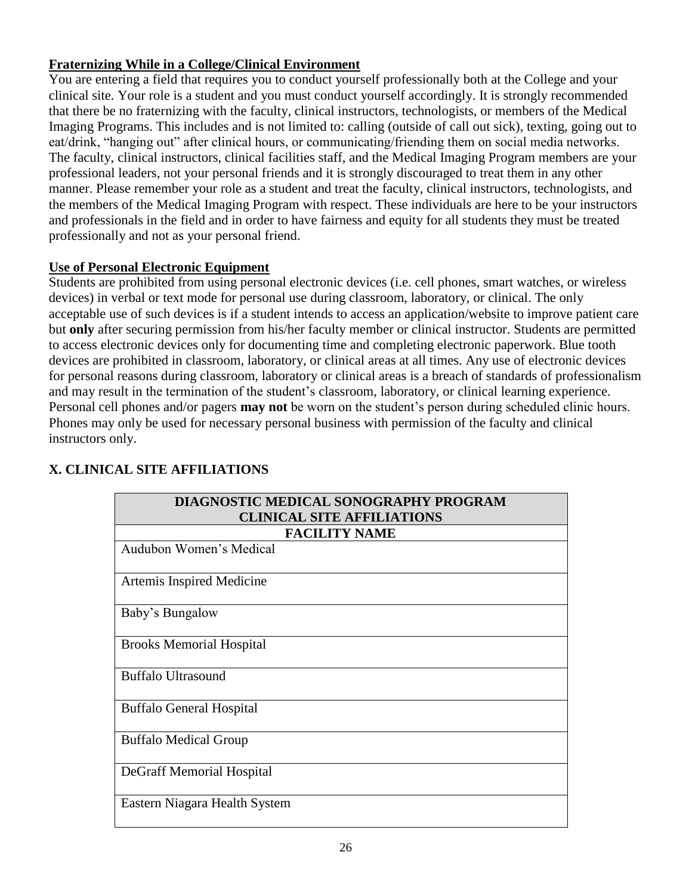**Fraternizing While in a College/Clinical Environment**

You are entering a field that requires you to conduct yourself professionally both at the College and your clinical site. Your role is a student and you must conduct yourself accordingly. It is strongly recommended that there be no fraternizing with the faculty, clinical instructors, technologists, or members of the Medical Imaging Programs. This includes and is not limited to: calling (outside of call out sick), texting, going out to eat/drink, "hanging out" after clinical hours, or communicating/friending them on social media networks. The faculty, clinical instructors, clinical facilities staff, and the Medical Imaging Program members are your professional leaders, not your personal friends and it is strongly discouraged to treat them in any other manner. Please remember your role as a student and treat the faculty, clinical instructors, technologists, and the members of the Medical Imaging Program with respect. These individuals are here to be your instructors and professionals in the field and in order to have fairness and equity for all students they must be treated professionally and not as your personal friend.

**Use of Personal Electronic Equipment**

Students are prohibited from using personal electronic devices (i.e. cell phones, smart watches, or wireless devices) in verbal or text mode for personal use during classroom, laboratory, or clinical. The only acceptable use of such devices is if a student intends to access an application/website to improve patient care but **only** after securing permission from his/her faculty member or clinical instructor. Students are permitted to access electronic devices only for documenting time and completing electronic paperwork. Blue tooth devices are prohibited in classroom, laboratory, or clinical areas at all times. Any use of electronic devices for personal reasons during classroom, laboratory or clinical areas is a breach of standards of professionalism and may result in the termination of the student's classroom, laboratory, or clinical learning experience. Personal cell phones and/or pagers **may not** be worn on the student's person during scheduled clinic hours. Phones may only be used for necessary personal business with permission of the faculty and clinical instructors only.

## X. CLINICAL SITE AFFILIATIONS

| DIAGNOSTIC MEDICAL SONOGRAPHY PROGRAM CLINICAL SITE AFFILIATIONS |
|---|
| **FACILITY NAME** |
| Audubon Women's Medical |
| Artemis Inspired Medicine |
| Baby's Bungalow |
| Brooks Memorial Hospital |
| Buffalo Ultrasound |
| Buffalo General Hospital |
| Buffalo Medical Group |
| DeGraff Memorial Hospital |
| Eastern Niagara Health System |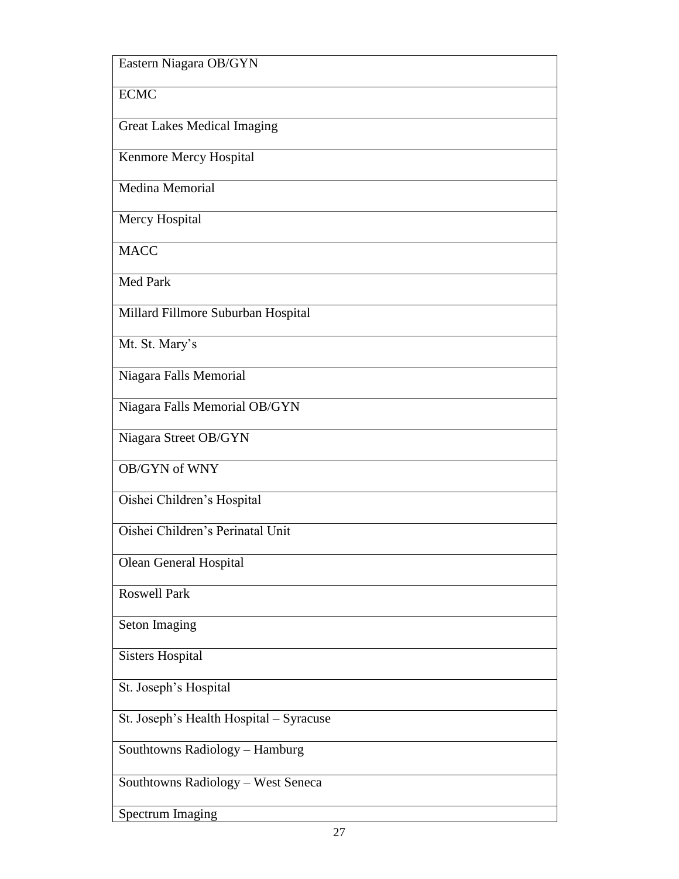| Eastern Niagara OB/GYN |
| --- |
| ECMC |
| Great Lakes Medical Imaging |
| Kenmore Mercy Hospital |
| Medina Memorial |
| Mercy Hospital |
| MACC |
| Med Park |
| Millard Fillmore Suburban Hospital |
| Mt. St. Mary's |
| Niagara Falls Memorial |
| Niagara Falls Memorial OB/GYN |
| Niagara Street OB/GYN |
| OB/GYN of WNY |
| Oishei Children's Hospital |
| Oishei Children's Perinatal Unit |
| Olean General Hospital |
| Roswell Park |
| Seton Imaging |
| Sisters Hospital |
| St. Joseph's Hospital |
| St. Joseph's Health Hospital – Syracuse |
| Southtowns Radiology – Hamburg |
| Southtowns Radiology – West Seneca |
| Spectrum Imaging |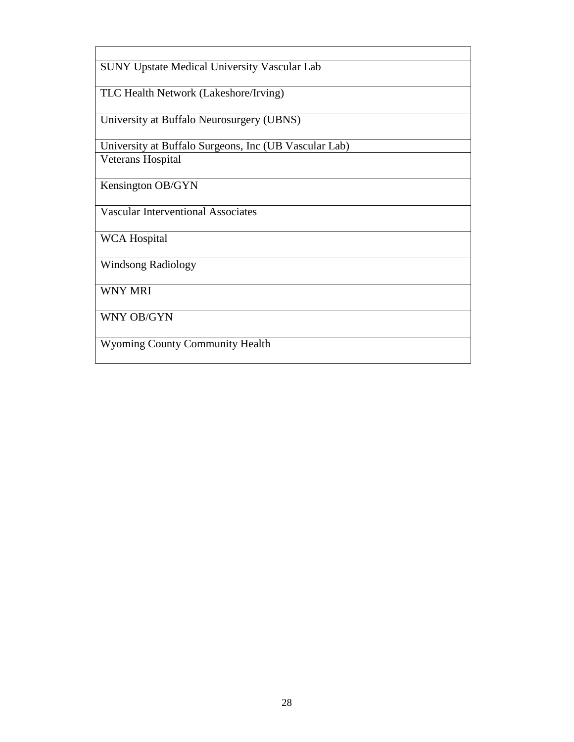| |
|---|
| SUNY Upstate Medical University Vascular Lab |
| TLC Health Network (Lakeshore/Irving) |
| University at Buffalo Neurosurgery (UBNS) |
| University at Buffalo Surgeons, Inc (UB Vascular Lab) |
| Veterans Hospital |
| Kensington OB/GYN |
| Vascular Interventional Associates |
| WCA Hospital |
| Windsong Radiology |
| WNY MRI |
| WNY OB/GYN |
| Wyoming County Community Health |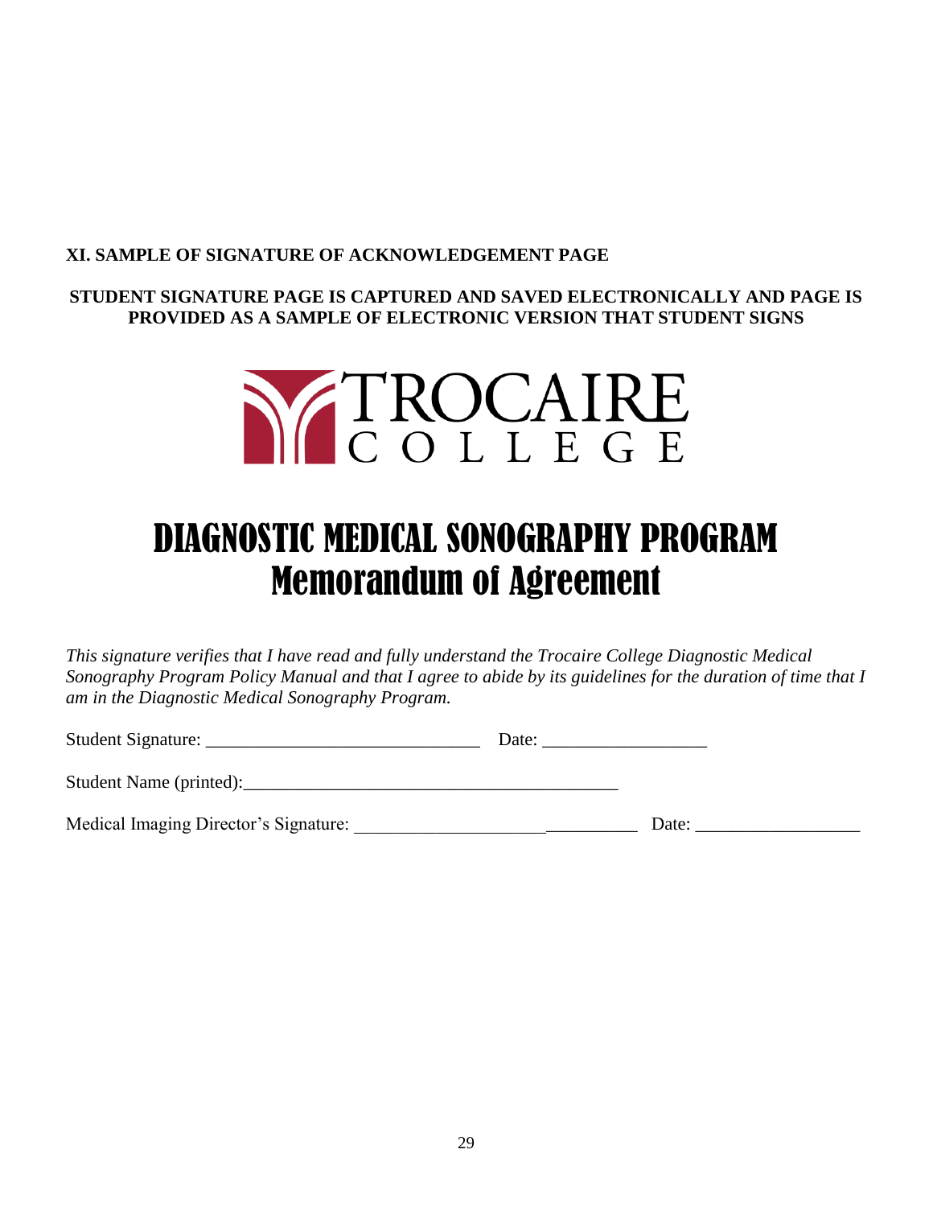## XI. SAMPLE OF SIGNATURE OF ACKNOWLEDGEMENT PAGE

**STUDENT SIGNATURE PAGE IS CAPTURED AND SAVED ELECTRONICALLY AND PAGE IS PROVIDED AS A SAMPLE OF ELECTRONIC VERSION THAT STUDENT SIGNS**

TROCAIRE COLLEGE

# DIAGNOSTIC MEDICAL SONOGRAPHY PROGRAM
# Memorandum of Agreement

*This signature verifies that I have read and fully understand the Trocaire College Diagnostic Medical Sonography Program Policy Manual and that I agree to abide by its guidelines for the duration of time that I am in the Diagnostic Medical Sonography Program.*

Student Signature: ______________________________ Date: __________________

Student Name (printed):_________________________________________

Medical Imaging Director's Signature: ______________________________ Date: __________________